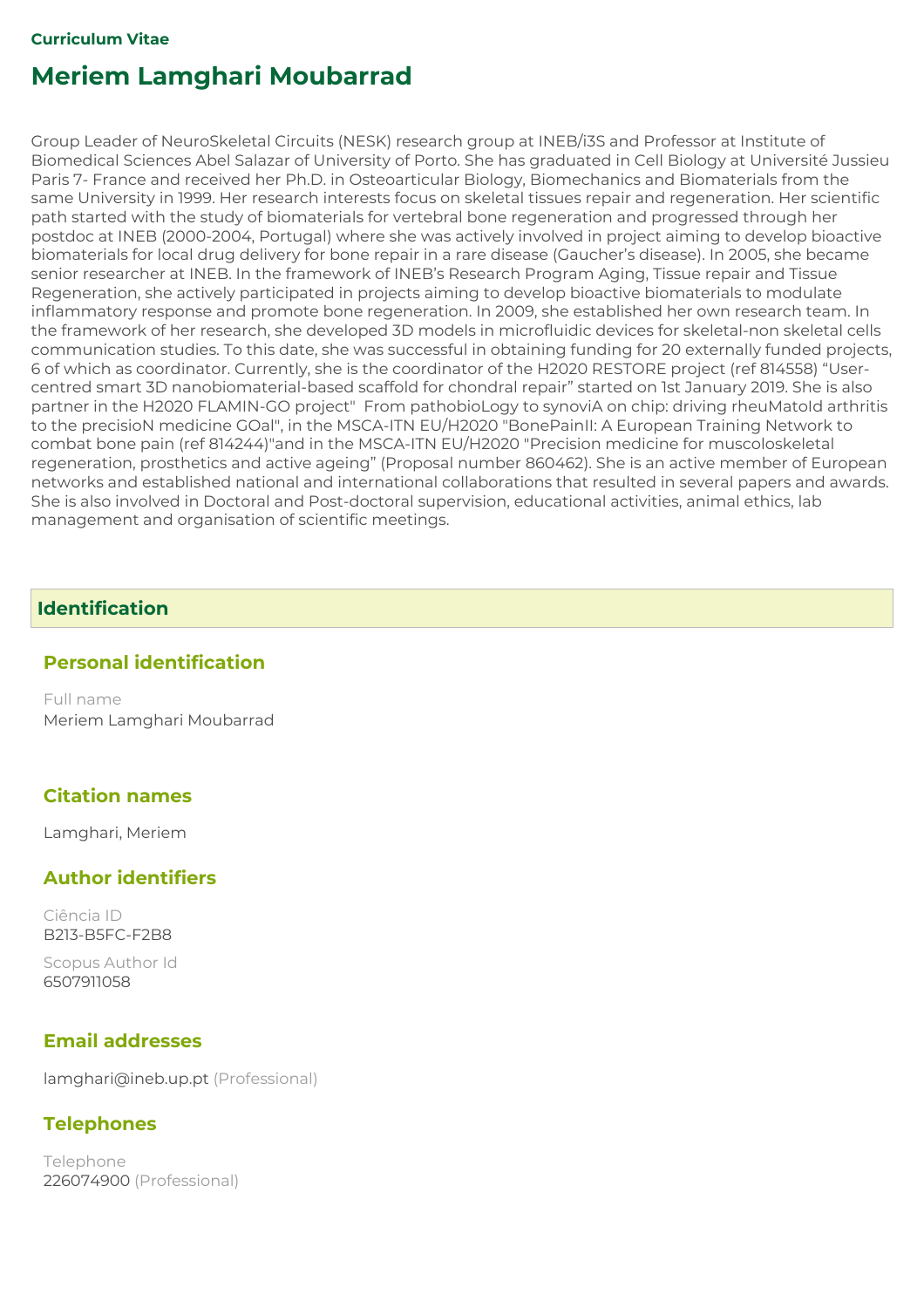Curriculum Vitae

# Meriem Lamghari Moubarrad

Group Leader of NeuroSkeletal Circuits (NESK) research group at INEB/i3S and Professor at Institute of Biomedical Sciences Abel Salazar of University of Porto. She has graduated in Cell Biology at Université Jussieu Paris 7- France and received her Ph.D. in Osteoarticular Biology, Biomechanics and Biomaterials from the same University in 1999. Her research interests focus on skeletal tissues repair and regeneration. Her scientific path started with the study of biomaterials for vertebral bone regeneration and progressed through her postdoc at INEB (2000-2004, Portugal) where she was actively involved in project aiming to develop bioactive biomaterials for local drug delivery for bone repair in a rare disease (Gaucher's disease). In 2005, she became senior researcher at INEB. In the framework of INEB's Research Program Aging, Tissue repair and Tissue Regeneration, she actively participated in projects aiming to develop bioactive biomaterials to modulate inflammatory response and promote bone regeneration. In 2009, she established her own research team. In the framework of her research, she developed 3D models in microfluidic devices for skeletal-non skeletal cells communication studies. To this date, she was successful in obtaining funding for 20 externally funded projects, 6 of which as coordinator. Currently, she is the coordinator of the H2020 RESTORE project (ref 814558) "User-centred smart 3D nanobiomaterial-based scaffold for chondral repair" started on 1st January 2019. She is also partner in the H2020 FLAMIN-GO project" From pathobioLogy to synoviA on chip: driving rheuMatoId arthritis to the precisioN medicine GOal", in the MSCA-ITN EU/H2020 "BonePainII: A European Training Network to combat bone pain (ref 814244)"and in the MSCA-ITN EU/H2020 "Precision medicine for muscoloskeletal regeneration, prosthetics and active ageing" (Proposal number 860462). She is an active member of European networks and established national and international collaborations that resulted in several papers and awards. She is also involved in Doctoral and Post-doctoral supervision, educational activities, animal ethics, lab management and organisation of scientific meetings.

## Identification

### Personal identification

Full name
Meriem Lamghari Moubarrad

### Citation names

Lamghari, Meriem

### Author identifiers

Ciência ID
B213-B5FC-F2B8

Scopus Author Id
6507911058

### Email addresses

lamghari@ineb.up.pt (Professional)

### Telephones

Telephone
226074900 (Professional)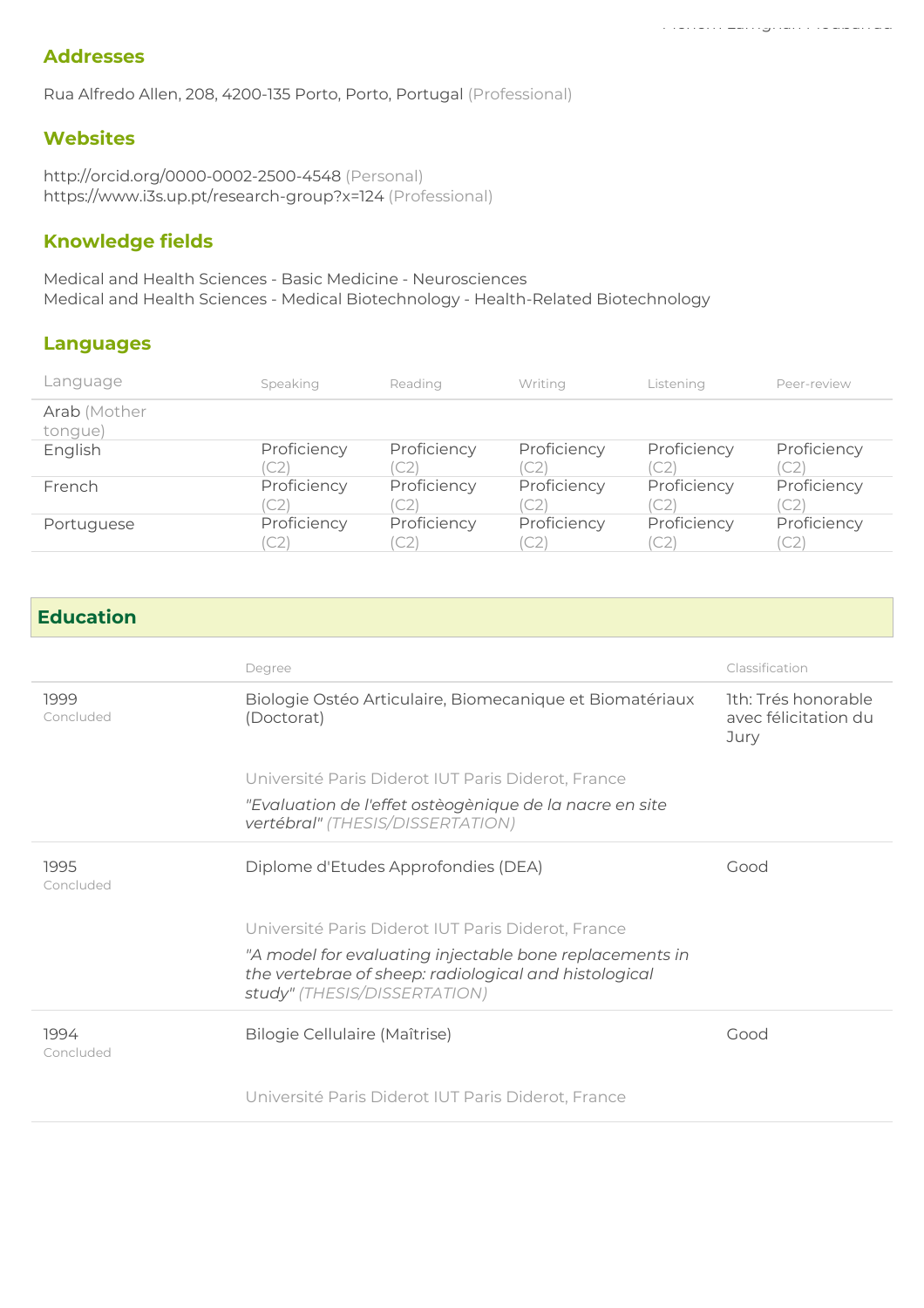## Addresses

Rua Alfredo Allen, 208, 4200-135 Porto, Porto, Portugal (Professional)

## Websites

http://orcid.org/0000-0002-2500-4548 (Personal)
https://www.i3s.up.pt/research-group?x=124 (Professional)

## Knowledge fields

Medical and Health Sciences - Basic Medicine - Neurosciences
Medical and Health Sciences - Medical Biotechnology - Health-Related Biotechnology

## Languages

| Language | Speaking | Reading | Writing | Listening | Peer-review |
|---|---|---|---|---|---|
| Arab (Mother tongue) | | | | | |
| English | Proficiency (C2) | Proficiency (C2) | Proficiency (C2) | Proficiency (C2) | Proficiency (C2) |
| French | Proficiency (C2) | Proficiency (C2) | Proficiency (C2) | Proficiency (C2) | Proficiency (C2) |
| Portuguese | Proficiency (C2) | Proficiency (C2) | Proficiency (C2) | Proficiency (C2) | Proficiency (C2) |

## Education

| | Degree | Classification |
|---|---|---|
| 1999 Concluded | Biologie Ostéo Articulaire, Biomecanique et Biomatériaux (Doctorat)<br>Université Paris Diderot IUT Paris Diderot, France<br>*"Evaluation de l'effet ostèogènique de la nacre en site vertébral"* (THESIS/DISSERTATION) | 1th: Trés honorable avec félicitation du Jury |
| 1995 Concluded | Diplome d'Etudes Approfondies (DEA)<br>Université Paris Diderot IUT Paris Diderot, France<br>*"A model for evaluating injectable bone replacements in the vertebrae of sheep: radiological and histological study"* (THESIS/DISSERTATION) | Good |
| 1994 Concluded | Bilogie Cellulaire (Maîtrise)<br>Université Paris Diderot IUT Paris Diderot, France | Good |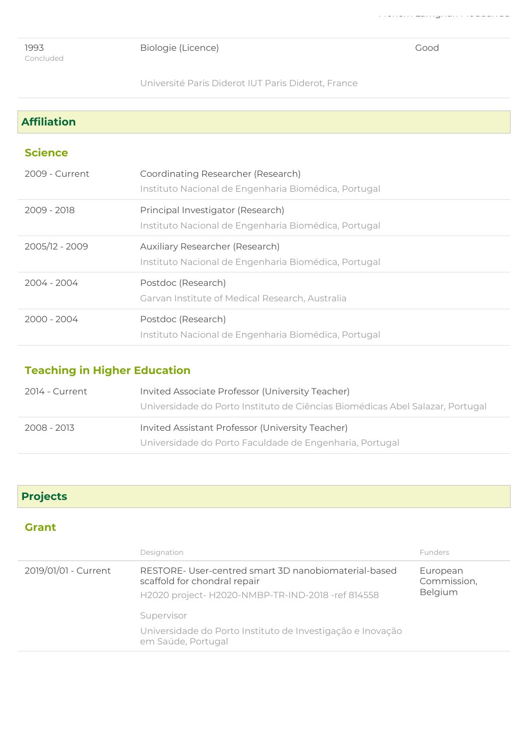| | | |
|---|---|---|
| 1993<br>Concluded | Biologie (Licence)<br>Université Paris Diderot IUT Paris Diderot, France | Good |

## Affiliation

### Science

| | |
|---|---|
| 2009 - Current | Coordinating Researcher (Research)<br>Instituto Nacional de Engenharia Biomédica, Portugal |
| 2009 - 2018 | Principal Investigator (Research)<br>Instituto Nacional de Engenharia Biomédica, Portugal |
| 2005/12 - 2009 | Auxiliary Researcher (Research)<br>Instituto Nacional de Engenharia Biomédica, Portugal |
| 2004 - 2004 | Postdoc (Research)<br>Garvan Institute of Medical Research, Australia |
| 2000 - 2004 | Postdoc (Research)<br>Instituto Nacional de Engenharia Biomédica, Portugal |

### Teaching in Higher Education

| | |
|---|---|
| 2014 - Current | Invited Associate Professor (University Teacher)<br>Universidade do Porto Instituto de Ciências Biomédicas Abel Salazar, Portugal |
| 2008 - 2013 | Invited Assistant Professor (University Teacher)<br>Universidade do Porto Faculdade de Engenharia, Portugal |

## Projects

### Grant

| | Designation | Funders |
|---|---|---|
| 2019/01/01 - Current | RESTORE- User-centred smart 3D nanobiomaterial-based scaffold for chondral repair<br>H2020 project- H2020-NMBP-TR-IND-2018 -ref 814558<br>Supervisor<br>Universidade do Porto Instituto de Investigação e Inovação em Saúde, Portugal | European Commission, Belgium |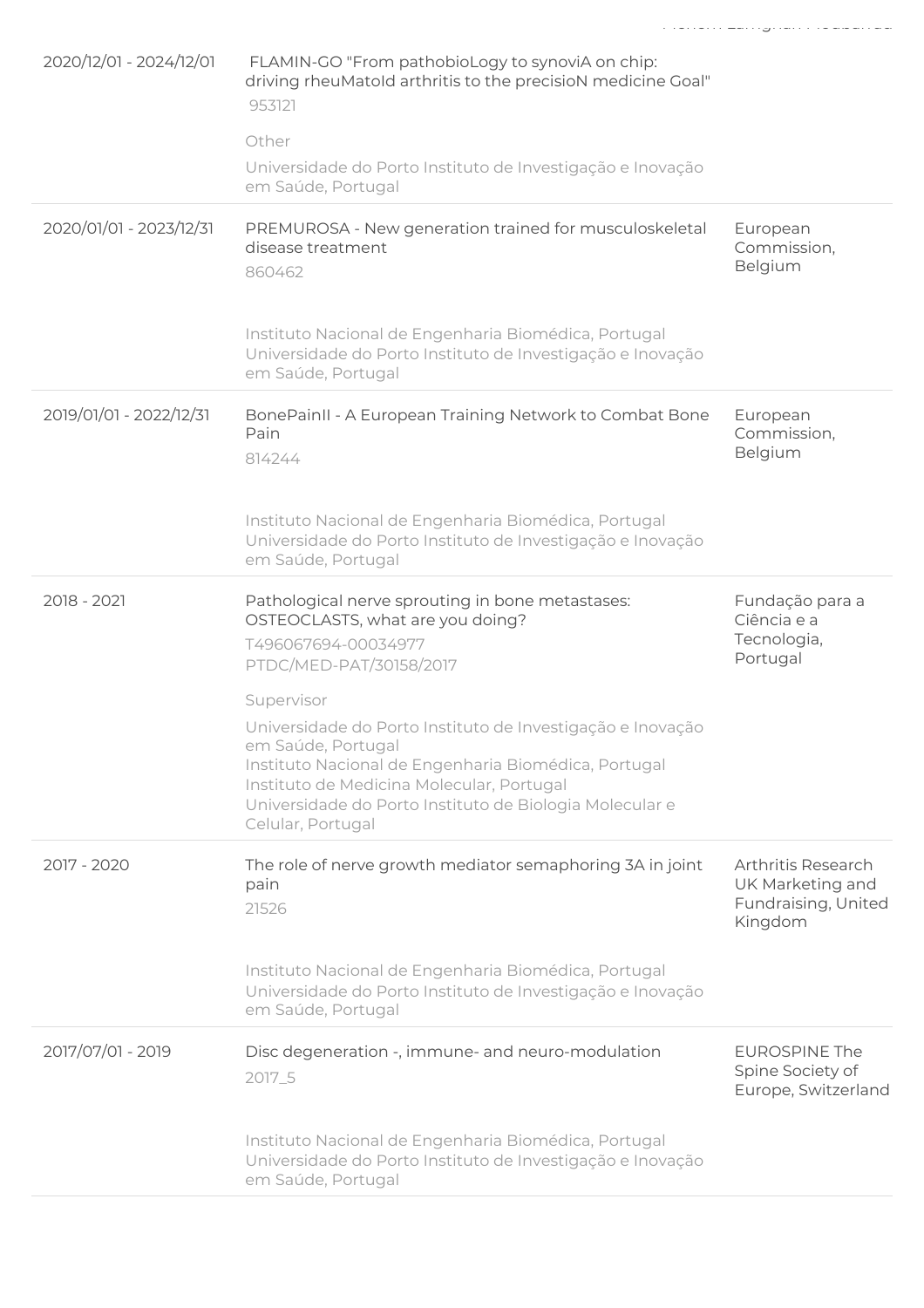| | | |
|---|---|---|
| 2020/12/01 - 2024/12/01 | FLAMIN-GO "From pathobioLogy to synoviA on chip: driving rheuMatoId arthritis to the precisioN medicine Goal"<br>953121<br><br>Other<br><br>Universidade do Porto Instituto de Investigação e Inovação em Saúde, Portugal | |
| 2020/01/01 - 2023/12/31 | PREMUROSA - New generation trained for musculoskeletal disease treatment<br>860462<br><br>Instituto Nacional de Engenharia Biomédica, Portugal<br>Universidade do Porto Instituto de Investigação e Inovação em Saúde, Portugal | European Commission, Belgium |
| 2019/01/01 - 2022/12/31 | BonePainII - A European Training Network to Combat Bone Pain<br>814244<br><br>Instituto Nacional de Engenharia Biomédica, Portugal<br>Universidade do Porto Instituto de Investigação e Inovação em Saúde, Portugal | European Commission, Belgium |
| 2018 - 2021 | Pathological nerve sprouting in bone metastases: OSTEOCLASTS, what are you doing?<br>T496067694-00034977<br>PTDC/MED-PAT/30158/2017<br><br>Supervisor<br><br>Universidade do Porto Instituto de Investigação e Inovação em Saúde, Portugal<br>Instituto Nacional de Engenharia Biomédica, Portugal<br>Instituto de Medicina Molecular, Portugal<br>Universidade do Porto Instituto de Biologia Molecular e Celular, Portugal | Fundação para a Ciência e a Tecnologia, Portugal |
| 2017 - 2020 | The role of nerve growth mediator semaphoring 3A in joint pain<br>21526<br><br>Instituto Nacional de Engenharia Biomédica, Portugal<br>Universidade do Porto Instituto de Investigação e Inovação em Saúde, Portugal | Arthritis Research UK Marketing and Fundraising, United Kingdom |
| 2017/07/01 - 2019 | Disc degeneration -, immune- and neuro-modulation<br>2017_5<br><br>Instituto Nacional de Engenharia Biomédica, Portugal<br>Universidade do Porto Instituto de Investigação e Inovação em Saúde, Portugal | EUROSPINE The Spine Society of Europe, Switzerland |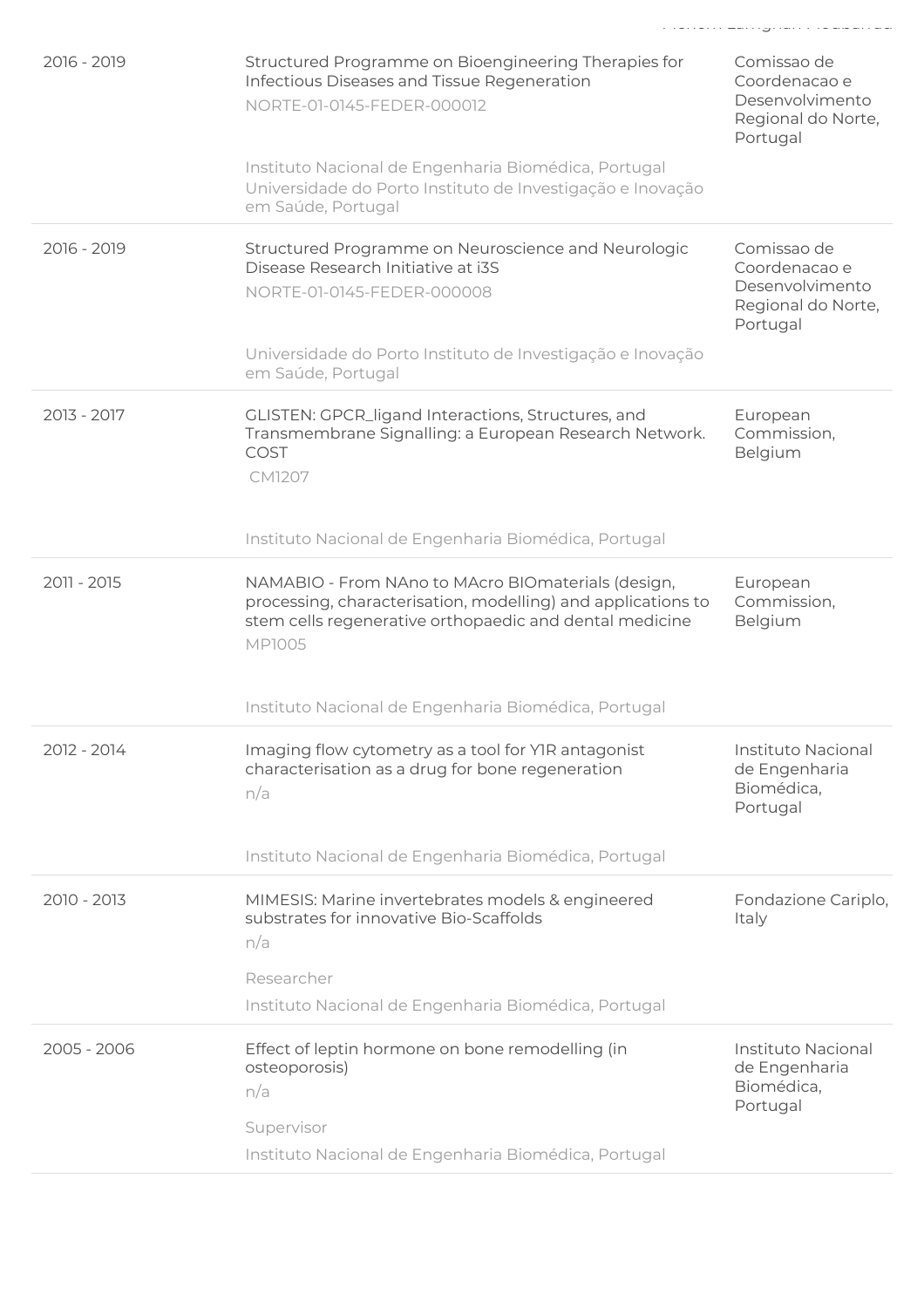| | | |
|---|---|---|
| 2016 - 2019 | Structured Programme on Bioengineering Therapies for Infectious Diseases and Tissue Regeneration<br>NORTE-01-0145-FEDER-000012<br><br>Instituto Nacional de Engenharia Biomédica, Portugal<br>Universidade do Porto Instituto de Investigação e Inovação em Saúde, Portugal | Comissao de Coordenacao e Desenvolvimento Regional do Norte, Portugal |
| 2016 - 2019 | Structured Programme on Neuroscience and Neurologic Disease Research Initiative at i3S<br>NORTE-01-0145-FEDER-000008<br><br>Universidade do Porto Instituto de Investigação e Inovação em Saúde, Portugal | Comissao de Coordenacao e Desenvolvimento Regional do Norte, Portugal |
| 2013 - 2017 | GLISTEN: GPCR_ligand Interactions, Structures, and Transmembrane Signalling: a European Research Network. COST<br>CM1207<br><br>Instituto Nacional de Engenharia Biomédica, Portugal | European Commission, Belgium |
| 2011 - 2015 | NAMABIO - From NAno to MAcro BIOmaterials (design, processing, characterisation, modelling) and applications to stem cells regenerative orthopaedic and dental medicine<br>MP1005<br><br>Instituto Nacional de Engenharia Biomédica, Portugal | European Commission, Belgium |
| 2012 - 2014 | Imaging flow cytometry as a tool for Y1R antagonist characterisation as a drug for bone regeneration<br>n/a<br><br>Instituto Nacional de Engenharia Biomédica, Portugal | Instituto Nacional de Engenharia Biomédica, Portugal |
| 2010 - 2013 | MIMESIS: Marine invertebrates models & engineered substrates for innovative Bio-Scaffolds<br>n/a<br><br>Researcher<br>Instituto Nacional de Engenharia Biomédica, Portugal | Fondazione Cariplo, Italy |
| 2005 - 2006 | Effect of leptin hormone on bone remodelling (in osteoporosis)<br>n/a<br><br>Supervisor<br>Instituto Nacional de Engenharia Biomédica, Portugal | Instituto Nacional de Engenharia Biomédica, Portugal |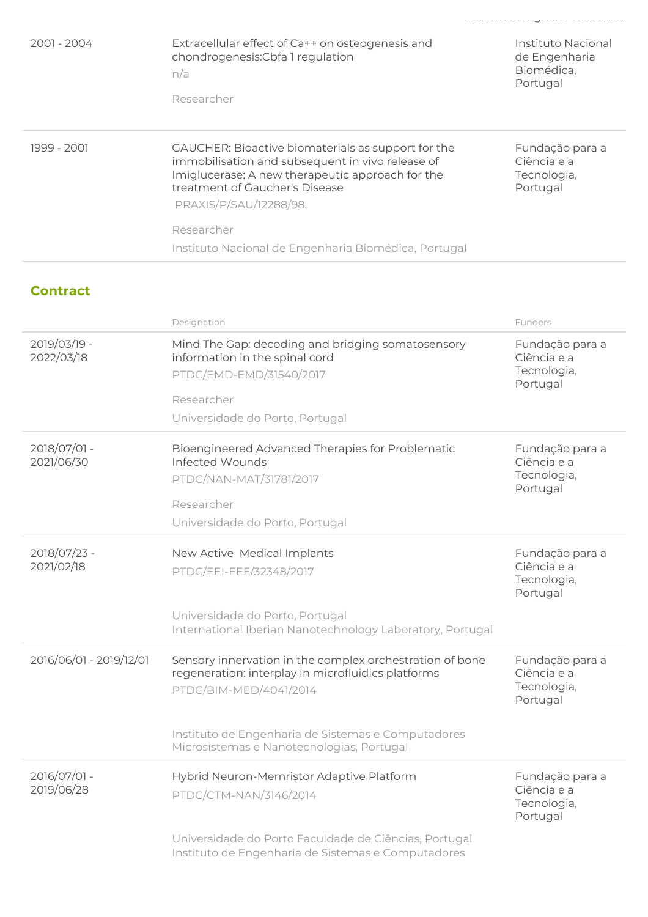| | | |
|---|---|---|
| 2001 - 2004 | Extracellular effect of Ca++ on osteogenesis and chondrogenesis:Cbfa 1 regulation<br>n/a<br>Researcher | Instituto Nacional de Engenharia Biomédica, Portugal |
| 1999 - 2001 | GAUCHER: Bioactive biomaterials as support for the immobilisation and subsequent in vivo release of Imiglucerase: A new therapeutic approach for the treatment of Gaucher's Disease<br>PRAXIS/P/SAU/12288/98.<br>Researcher<br>Instituto Nacional de Engenharia Biomédica, Portugal | Fundação para a Ciência e a Tecnologia, Portugal |

## Contract

| | Designation | Funders |
|---|---|---|
| 2019/03/19 - 2022/03/18 | Mind The Gap: decoding and bridging somatosensory information in the spinal cord<br>PTDC/EMD-EMD/31540/2017<br>Researcher<br>Universidade do Porto, Portugal | Fundação para a Ciência e a Tecnologia, Portugal |
| 2018/07/01 - 2021/06/30 | Bioengineered Advanced Therapies for Problematic Infected Wounds<br>PTDC/NAN-MAT/31781/2017<br>Researcher<br>Universidade do Porto, Portugal | Fundação para a Ciência e a Tecnologia, Portugal |
| 2018/07/23 - 2021/02/18 | New Active Medical Implants<br>PTDC/EEI-EEE/32348/2017<br>Universidade do Porto, Portugal<br>International Iberian Nanotechnology Laboratory, Portugal | Fundação para a Ciência e a Tecnologia, Portugal |
| 2016/06/01 - 2019/12/01 | Sensory innervation in the complex orchestration of bone regeneration: interplay in microfluidics platforms<br>PTDC/BIM-MED/4041/2014<br>Instituto de Engenharia de Sistemas e Computadores Microsistemas e Nanotecnologias, Portugal | Fundação para a Ciência e a Tecnologia, Portugal |
| 2016/07/01 - 2019/06/28 | Hybrid Neuron-Memristor Adaptive Platform<br>PTDC/CTM-NAN/3146/2014<br>Universidade do Porto Faculdade de Ciências, Portugal<br>Instituto de Engenharia de Sistemas e Computadores | Fundação para a Ciência e a Tecnologia, Portugal |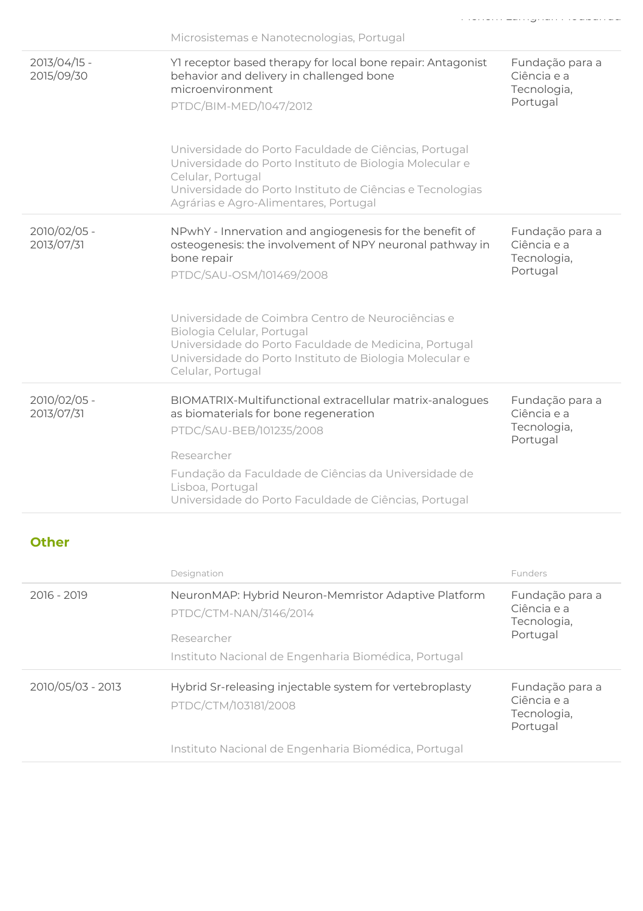| | | |
|---|---|---|
| | Microsistemas e Nanotecnologias, Portugal | |
| 2013/04/15 - 2015/09/30 | Y1 receptor based therapy for local bone repair: Antagonist behavior and delivery in challenged bone microenvironment<br>PTDC/BIM-MED/1047/2012<br><br>Universidade do Porto Faculdade de Ciências, Portugal<br>Universidade do Porto Instituto de Biologia Molecular e Celular, Portugal<br>Universidade do Porto Instituto de Ciências e Tecnologias Agrárias e Agro-Alimentares, Portugal | Fundação para a Ciência e a Tecnologia, Portugal |
| 2010/02/05 - 2013/07/31 | NPwhY - Innervation and angiogenesis for the benefit of osteogenesis: the involvement of NPY neuronal pathway in bone repair<br>PTDC/SAU-OSM/101469/2008<br><br>Universidade de Coimbra Centro de Neurociências e Biologia Celular, Portugal<br>Universidade do Porto Faculdade de Medicina, Portugal<br>Universidade do Porto Instituto de Biologia Molecular e Celular, Portugal | Fundação para a Ciência e a Tecnologia, Portugal |
| 2010/02/05 - 2013/07/31 | BIOMATRIX-Multifunctional extracellular matrix-analogues as biomaterials for bone regeneration<br>PTDC/SAU-BEB/101235/2008<br><br>Researcher<br><br>Fundação da Faculdade de Ciências da Universidade de Lisboa, Portugal<br>Universidade do Porto Faculdade de Ciências, Portugal | Fundação para a Ciência e a Tecnologia, Portugal |

## Other

| | Designation | Funders |
|---|---|---|
| 2016 - 2019 | NeuronMAP: Hybrid Neuron-Memristor Adaptive Platform<br>PTDC/CTM-NAN/3146/2014<br><br>Researcher<br><br>Instituto Nacional de Engenharia Biomédica, Portugal | Fundação para a Ciência e a Tecnologia, Portugal |
| 2010/05/03 - 2013 | Hybrid Sr-releasing injectable system for vertebroplasty<br>PTDC/CTM/103181/2008<br><br>Instituto Nacional de Engenharia Biomédica, Portugal | Fundação para a Ciência e a Tecnologia, Portugal |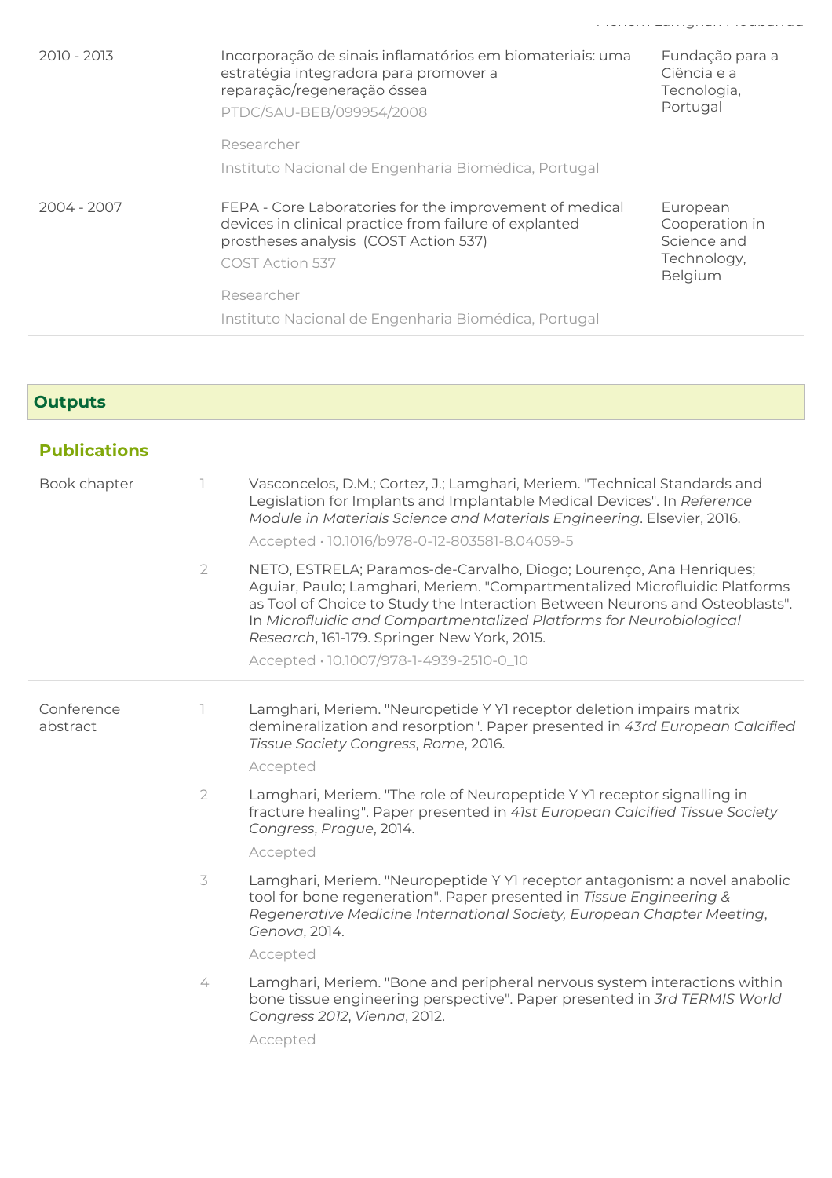| | | |
|---|---|---|
| 2010 - 2013 | Incorporação de sinais inflamatórios em biomateriais: uma estratégia integradora para promover a reparação/regeneração óssea<br>PTDC/SAU-BEB/099954/2008<br>Researcher<br>Instituto Nacional de Engenharia Biomédica, Portugal | Fundação para a Ciência e a Tecnologia, Portugal |
| 2004 - 2007 | FEPA - Core Laboratories for the improvement of medical devices in clinical practice from failure of explanted prostheses analysis (COST Action 537)<br>COST Action 537<br>Researcher<br>Instituto Nacional de Engenharia Biomédica, Portugal | European Cooperation in Science and Technology, Belgium |

## Outputs

### Publications

**Book chapter**

1. Vasconcelos, D.M.; Cortez, J.; Lamghari, Meriem. "Technical Standards and Legislation for Implants and Implantable Medical Devices". In *Reference Module in Materials Science and Materials Engineering*. Elsevier, 2016.
   Accepted • 10.1016/b978-0-12-803581-8.04059-5

2. NETO, ESTRELA; Paramos-de-Carvalho, Diogo; Lourenço, Ana Henriques; Aguiar, Paulo; Lamghari, Meriem. "Compartmentalized Microfluidic Platforms as Tool of Choice to Study the Interaction Between Neurons and Osteoblasts". In *Microfluidic and Compartmentalized Platforms for Neurobiological Research*, 161-179. Springer New York, 2015.
   Accepted • 10.1007/978-1-4939-2510-0_10

**Conference abstract**

1. Lamghari, Meriem. "Neuropetide Y Y1 receptor deletion impairs matrix demineralization and resorption". Paper presented in *43rd European Calcified Tissue Society Congress*, *Rome*, 2016.
   Accepted

2. Lamghari, Meriem. "The role of Neuropeptide Y Y1 receptor signalling in fracture healing". Paper presented in *41st European Calcified Tissue Society Congress*, *Prague*, 2014.
   Accepted

3. Lamghari, Meriem. "Neuropeptide Y Y1 receptor antagonism: a novel anabolic tool for bone regeneration". Paper presented in *Tissue Engineering & Regenerative Medicine International Society, European Chapter Meeting*, *Genova*, 2014.
   Accepted

4. Lamghari, Meriem. "Bone and peripheral nervous system interactions within bone tissue engineering perspective". Paper presented in *3rd TERMIS World Congress 2012*, *Vienna*, 2012.
   Accepted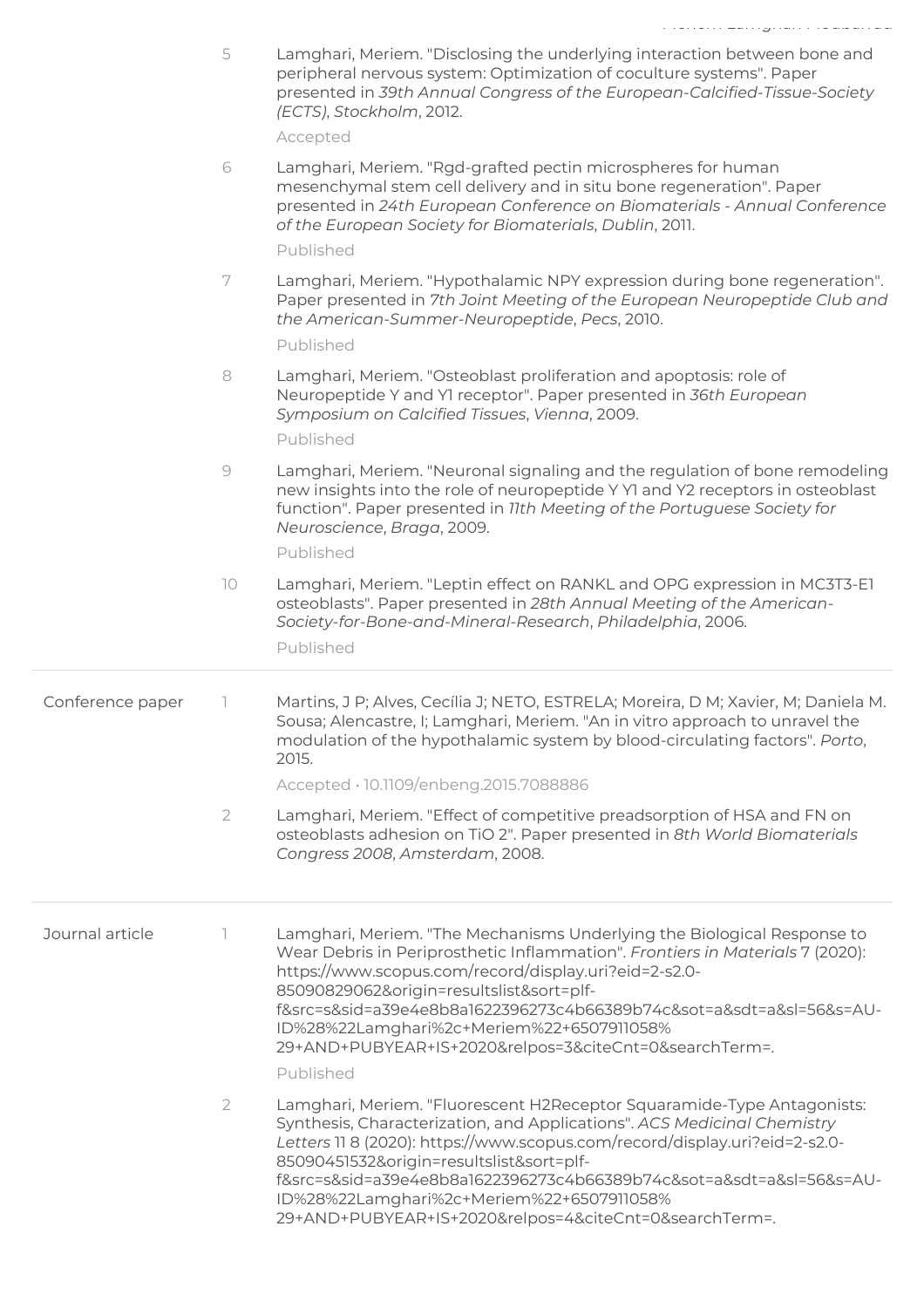5. Lamghari, Meriem. "Disclosing the underlying interaction between bone and peripheral nervous system: Optimization of coculture systems". Paper presented in *39th Annual Congress of the European-Calcified-Tissue-Society (ECTS)*, *Stockholm*, 2012.

   Accepted

6. Lamghari, Meriem. "Rgd-grafted pectin microspheres for human mesenchymal stem cell delivery and in situ bone regeneration". Paper presented in *24th European Conference on Biomaterials - Annual Conference of the European Society for Biomaterials*, *Dublin*, 2011.

   Published

7. Lamghari, Meriem. "Hypothalamic NPY expression during bone regeneration". Paper presented in *7th Joint Meeting of the European Neuropeptide Club and the American-Summer-Neuropeptide*, *Pecs*, 2010.

   Published

8. Lamghari, Meriem. "Osteoblast proliferation and apoptosis: role of Neuropeptide Y and Y1 receptor". Paper presented in *36th European Symposium on Calcified Tissues*, *Vienna*, 2009.

   Published

9. Lamghari, Meriem. "Neuronal signaling and the regulation of bone remodeling new insights into the role of neuropeptide Y Y1 and Y2 receptors in osteoblast function". Paper presented in *11th Meeting of the Portuguese Society for Neuroscience*, *Braga*, 2009.

   Published

10. Lamghari, Meriem. "Leptin effect on RANKL and OPG expression in MC3T3-E1 osteoblasts". Paper presented in *28th Annual Meeting of the American-Society-for-Bone-and-Mineral-Research*, *Philadelphia*, 2006.

    Published

## Conference paper

1. Martins, J P; Alves, Cecília J; NETO, ESTRELA; Moreira, D M; Xavier, M; Daniela M. Sousa; Alencastre, I; Lamghari, Meriem. "An in vitro approach to unravel the modulation of the hypothalamic system by blood-circulating factors". *Porto*, 2015.

   Accepted • 10.1109/enbeng.2015.7088886

2. Lamghari, Meriem. "Effect of competitive preadsorption of HSA and FN on osteoblasts adhesion on TiO 2". Paper presented in *8th World Biomaterials Congress 2008*, *Amsterdam*, 2008.

## Journal article

1. Lamghari, Meriem. "The Mechanisms Underlying the Biological Response to Wear Debris in Periprosthetic Inflammation". *Frontiers in Materials* 7 (2020): https://www.scopus.com/record/display.uri?eid=2-s2.0-85090829062&origin=resultslist&sort=plf-f&src=s&sid=a39e4e8b8a1622396273c4b66389b74c&sot=a&sdt=a&sl=56&s=AU-ID%28%22Lamghari%2c+Meriem%22+6507911058%29+AND+PUBYEAR+IS+2020&relpos=3&citeCnt=0&searchTerm=.

   Published

2. Lamghari, Meriem. "Fluorescent H2Receptor Squaramide-Type Antagonists: Synthesis, Characterization, and Applications". *ACS Medicinal Chemistry Letters* 11 8 (2020): https://www.scopus.com/record/display.uri?eid=2-s2.0-85090451532&origin=resultslist&sort=plf-f&src=s&sid=a39e4e8b8a1622396273c4b66389b74c&sot=a&sdt=a&sl=56&s=AU-ID%28%22Lamghari%2c+Meriem%22+6507911058%29+AND+PUBYEAR+IS+2020&relpos=4&citeCnt=0&searchTerm=.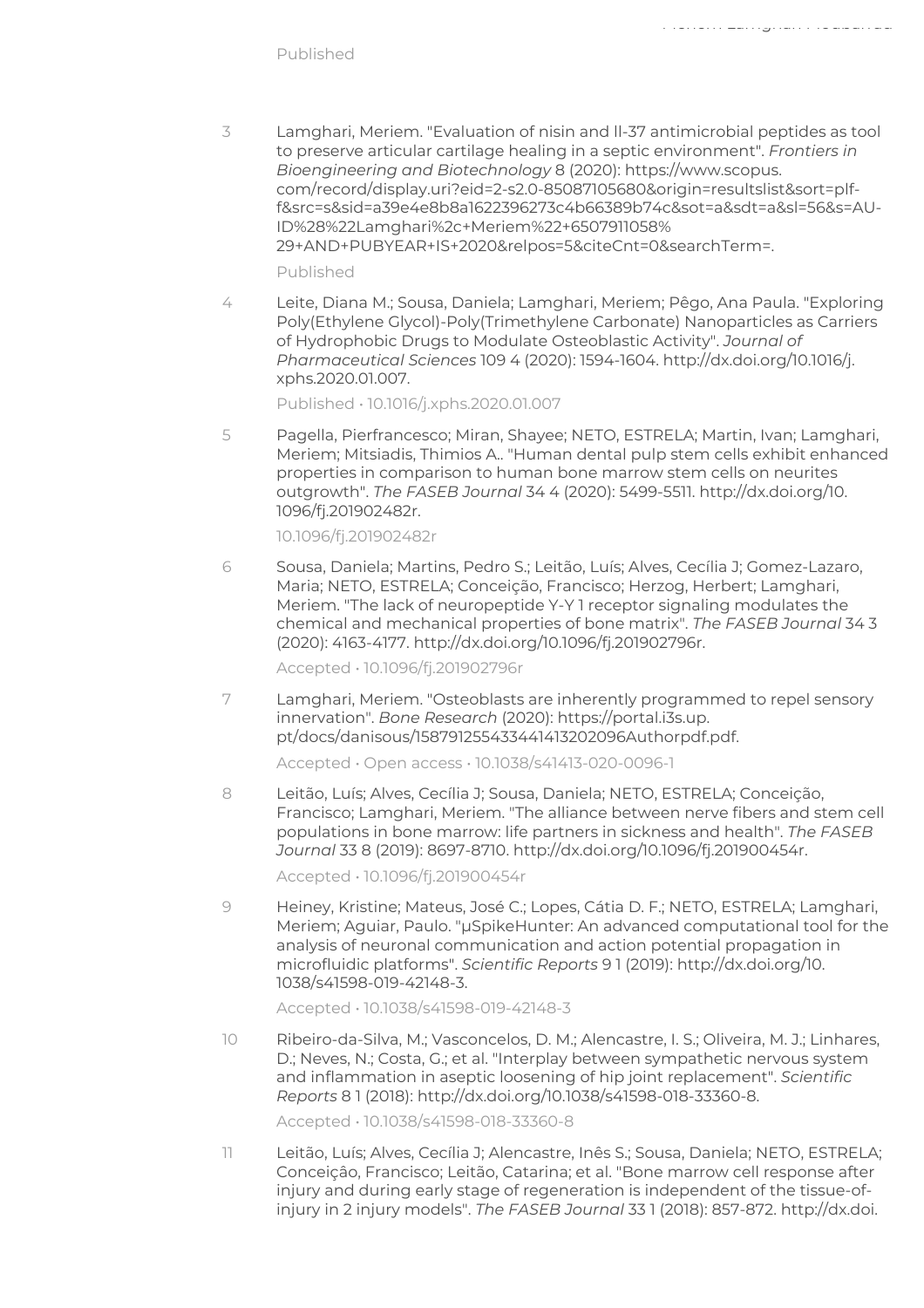Published

3 Lamghari, Meriem. "Evaluation of nisin and ll-37 antimicrobial peptides as tool to preserve articular cartilage healing in a septic environment". *Frontiers in Bioengineering and Biotechnology* 8 (2020): https://www.scopus.com/record/display.uri?eid=2-s2.0-85087105680&origin=resultslist&sort=plf-f&src=s&sid=a39e4e8b8a1622396273c4b66389b74c&sot=a&sdt=a&sl=56&s=AU-ID%28%22Lamghari%2c+Meriem%22+6507911058%29+AND+PUBYEAR+IS+2020&relpos=5&citeCnt=0&searchTerm=.

Published

4 Leite, Diana M.; Sousa, Daniela; Lamghari, Meriem; Pêgo, Ana Paula. "Exploring Poly(Ethylene Glycol)-Poly(Trimethylene Carbonate) Nanoparticles as Carriers of Hydrophobic Drugs to Modulate Osteoblastic Activity". *Journal of Pharmaceutical Sciences* 109 4 (2020): 1594-1604. http://dx.doi.org/10.1016/j.xphs.2020.01.007.

Published • 10.1016/j.xphs.2020.01.007

5 Pagella, Pierfrancesco; Miran, Shayee; NETO, ESTRELA; Martin, Ivan; Lamghari, Meriem; Mitsiadis, Thimios A.. "Human dental pulp stem cells exhibit enhanced properties in comparison to human bone marrow stem cells on neurites outgrowth". *The FASEB Journal* 34 4 (2020): 5499-5511. http://dx.doi.org/10.1096/fj.201902482r.

10.1096/fj.201902482r

6 Sousa, Daniela; Martins, Pedro S.; Leitão, Luís; Alves, Cecília J; Gomez-Lazaro, Maria; NETO, ESTRELA; Conceição, Francisco; Herzog, Herbert; Lamghari, Meriem. "The lack of neuropeptide Y-Y 1 receptor signaling modulates the chemical and mechanical properties of bone matrix". *The FASEB Journal* 34 3 (2020): 4163-4177. http://dx.doi.org/10.1096/fj.201902796r.

Accepted • 10.1096/fj.201902796r

7 Lamghari, Meriem. "Osteoblasts are inherently programmed to repel sensory innervation". *Bone Research* (2020): https://portal.i3s.up.pt/docs/danisous/1587912554334414132O2096Authorpdf.pdf.

Accepted • Open access • 10.1038/s41413-020-0096-1

8 Leitão, Luís; Alves, Cecília J; Sousa, Daniela; NETO, ESTRELA; Conceição, Francisco; Lamghari, Meriem. "The alliance between nerve fibers and stem cell populations in bone marrow: life partners in sickness and health". *The FASEB Journal* 33 8 (2019): 8697-8710. http://dx.doi.org/10.1096/fj.201900454r.

Accepted • 10.1096/fj.201900454r

9 Heiney, Kristine; Mateus, José C.; Lopes, Cátia D. F.; NETO, ESTRELA; Lamghari, Meriem; Aguiar, Paulo. "μSpikeHunter: An advanced computational tool for the analysis of neuronal communication and action potential propagation in microfluidic platforms". *Scientific Reports* 9 1 (2019): http://dx.doi.org/10.1038/s41598-019-42148-3.

Accepted • 10.1038/s41598-019-42148-3

10 Ribeiro-da-Silva, M.; Vasconcelos, D. M.; Alencastre, I. S.; Oliveira, M. J.; Linhares, D.; Neves, N.; Costa, G.; et al. "Interplay between sympathetic nervous system and inflammation in aseptic loosening of hip joint replacement". *Scientific Reports* 8 1 (2018): http://dx.doi.org/10.1038/s41598-018-33360-8.

Accepted • 10.1038/s41598-018-33360-8

11 Leitão, Luís; Alves, Cecília J; Alencastre, Inês S.; Sousa, Daniela; NETO, ESTRELA; Conceição, Francisco; Leitão, Catarina; et al. "Bone marrow cell response after injury and during early stage of regeneration is independent of the tissue-of-injury in 2 injury models". *The FASEB Journal* 33 1 (2018): 857-872. http://dx.doi.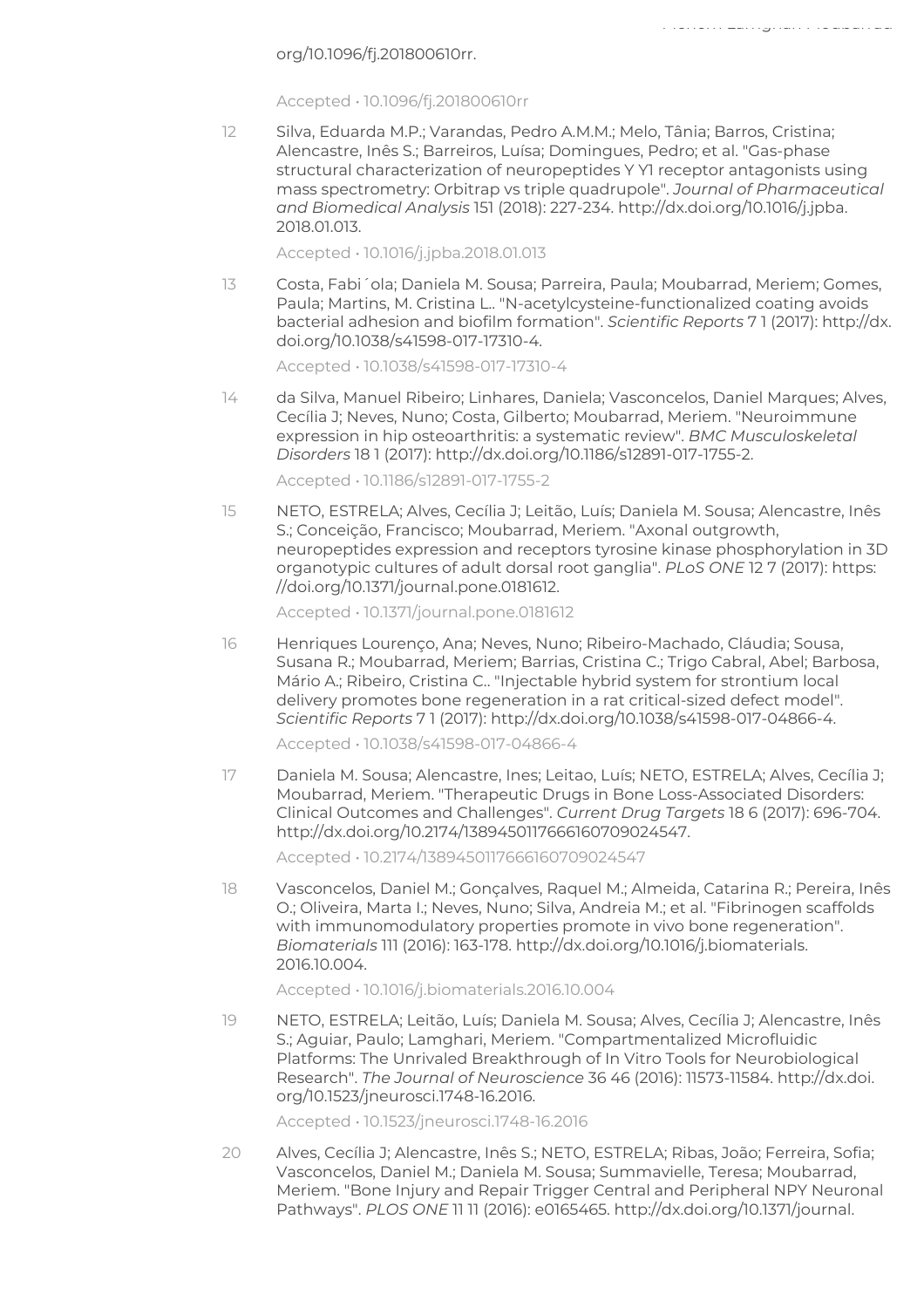org/10.1096/fj.201800610rr.

Accepted • 10.1096/fj.201800610rr

12 Silva, Eduarda M.P.; Varandas, Pedro A.M.M.; Melo, Tânia; Barros, Cristina; Alencastre, Inês S.; Barreiros, Luísa; Domingues, Pedro; et al. "Gas-phase structural characterization of neuropeptides Y Y1 receptor antagonists using mass spectrometry: Orbitrap vs triple quadrupole". *Journal of Pharmaceutical and Biomedical Analysis* 151 (2018): 227-234. http://dx.doi.org/10.1016/j.jpba.2018.01.013.

Accepted • 10.1016/j.jpba.2018.01.013

13 Costa, Fabi´ola; Daniela M. Sousa; Parreira, Paula; Moubarrad, Meriem; Gomes, Paula; Martins, M. Cristina L.. "N-acetylcysteine-functionalized coating avoids bacterial adhesion and biofilm formation". *Scientific Reports* 7 1 (2017): http://dx.doi.org/10.1038/s41598-017-17310-4.

Accepted • 10.1038/s41598-017-17310-4

14 da Silva, Manuel Ribeiro; Linhares, Daniela; Vasconcelos, Daniel Marques; Alves, Cecília J; Neves, Nuno; Costa, Gilberto; Moubarrad, Meriem. "Neuroimmune expression in hip osteoarthritis: a systematic review". *BMC Musculoskeletal Disorders* 18 1 (2017): http://dx.doi.org/10.1186/s12891-017-1755-2.

Accepted • 10.1186/s12891-017-1755-2

15 NETO, ESTRELA; Alves, Cecília J; Leitão, Luís; Daniela M. Sousa; Alencastre, Inês S.; Conceição, Francisco; Moubarrad, Meriem. "Axonal outgrowth, neuropeptides expression and receptors tyrosine kinase phosphorylation in 3D organotypic cultures of adult dorsal root ganglia". *PLoS ONE* 12 7 (2017): https://doi.org/10.1371/journal.pone.0181612.

Accepted • 10.1371/journal.pone.0181612

16 Henriques Lourenço, Ana; Neves, Nuno; Ribeiro-Machado, Cláudia; Sousa, Susana R.; Moubarrad, Meriem; Barrias, Cristina C.; Trigo Cabral, Abel; Barbosa, Mário A.; Ribeiro, Cristina C.. "Injectable hybrid system for strontium local delivery promotes bone regeneration in a rat critical-sized defect model". *Scientific Reports* 7 1 (2017): http://dx.doi.org/10.1038/s41598-017-04866-4.

Accepted • 10.1038/s41598-017-04866-4

17 Daniela M. Sousa; Alencastre, Ines; Leitao, Luís; NETO, ESTRELA; Alves, Cecília J; Moubarrad, Meriem. "Therapeutic Drugs in Bone Loss-Associated Disorders: Clinical Outcomes and Challenges". *Current Drug Targets* 18 6 (2017): 696-704. http://dx.doi.org/10.2174/1389450117666160709024547.

Accepted • 10.2174/1389450117666160709024547

18 Vasconcelos, Daniel M.; Gonçalves, Raquel M.; Almeida, Catarina R.; Pereira, Inês O.; Oliveira, Marta I.; Neves, Nuno; Silva, Andreia M.; et al. "Fibrinogen scaffolds with immunomodulatory properties promote in vivo bone regeneration". *Biomaterials* 111 (2016): 163-178. http://dx.doi.org/10.1016/j.biomaterials.2016.10.004.

Accepted • 10.1016/j.biomaterials.2016.10.004

19 NETO, ESTRELA; Leitão, Luís; Daniela M. Sousa; Alves, Cecília J; Alencastre, Inês S.; Aguiar, Paulo; Lamghari, Meriem. "Compartmentalized Microfluidic Platforms: The Unrivaled Breakthrough of In Vitro Tools for Neurobiological Research". *The Journal of Neuroscience* 36 46 (2016): 11573-11584. http://dx.doi.org/10.1523/jneurosci.1748-16.2016.

Accepted • 10.1523/jneurosci.1748-16.2016

20 Alves, Cecília J; Alencastre, Inês S.; NETO, ESTRELA; Ribas, João; Ferreira, Sofia; Vasconcelos, Daniel M.; Daniela M. Sousa; Summavielle, Teresa; Moubarrad, Meriem. "Bone Injury and Repair Trigger Central and Peripheral NPY Neuronal Pathways". *PLOS ONE* 11 11 (2016): e0165465. http://dx.doi.org/10.1371/journal.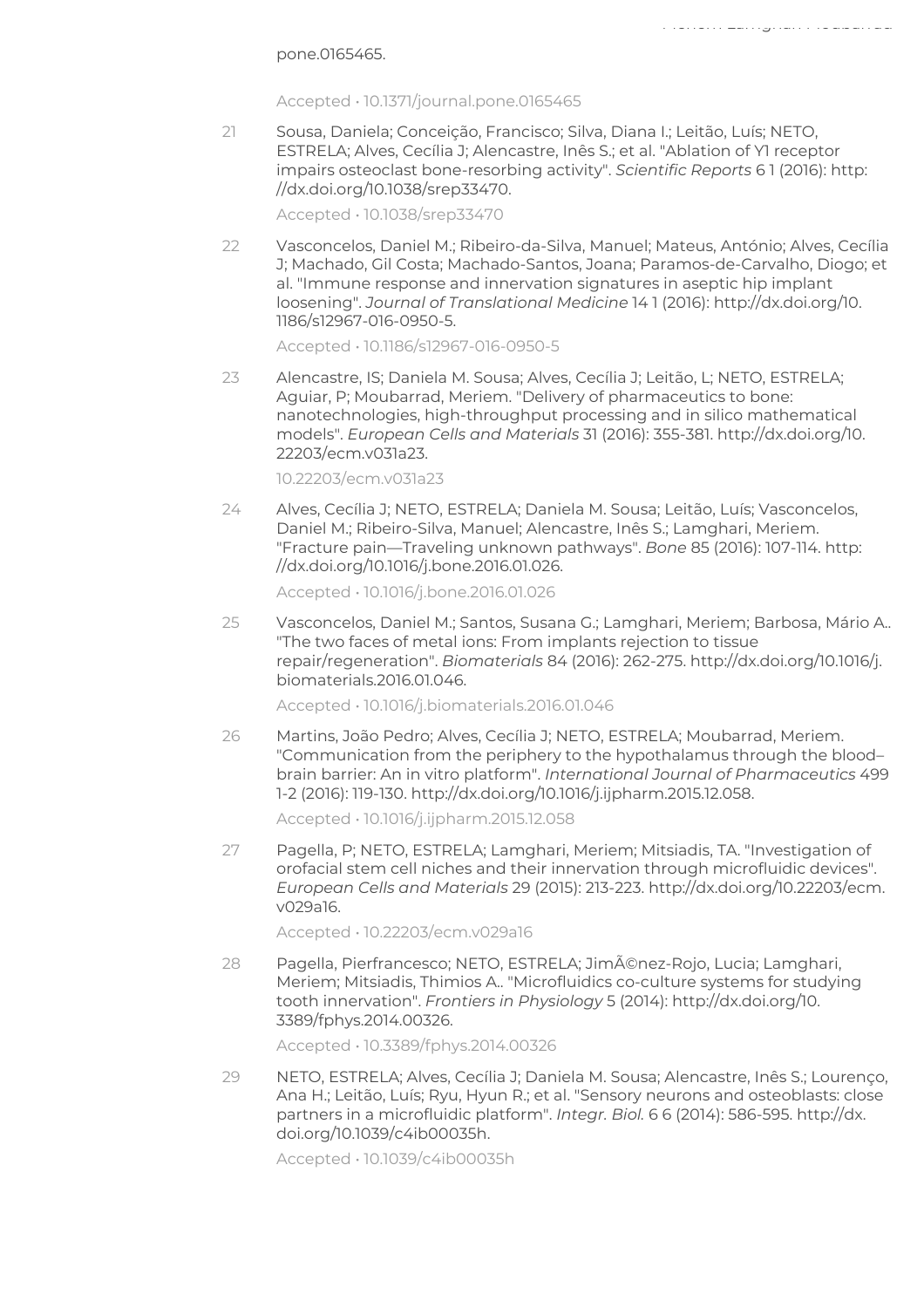pone.0165465.

Accepted • 10.1371/journal.pone.0165465

21 Sousa, Daniela; Conceição, Francisco; Silva, Diana I.; Leitão, Luís; NETO, ESTRELA; Alves, Cecília J; Alencastre, Inês S.; et al. "Ablation of Y1 receptor impairs osteoclast bone-resorbing activity". *Scientific Reports* 6 1 (2016): http://dx.doi.org/10.1038/srep33470.

Accepted • 10.1038/srep33470

22 Vasconcelos, Daniel M.; Ribeiro-da-Silva, Manuel; Mateus, António; Alves, Cecília J; Machado, Gil Costa; Machado-Santos, Joana; Paramos-de-Carvalho, Diogo; et al. "Immune response and innervation signatures in aseptic hip implant loosening". *Journal of Translational Medicine* 14 1 (2016): http://dx.doi.org/10.1186/s12967-016-0950-5.

Accepted • 10.1186/s12967-016-0950-5

23 Alencastre, IS; Daniela M. Sousa; Alves, Cecília J; Leitão, L; NETO, ESTRELA; Aguiar, P; Moubarrad, Meriem. "Delivery of pharmaceutics to bone: nanotechnologies, high-throughput processing and in silico mathematical models". *European Cells and Materials* 31 (2016): 355-381. http://dx.doi.org/10.22203/ecm.v031a23.

10.22203/ecm.v031a23

24 Alves, Cecília J; NETO, ESTRELA; Daniela M. Sousa; Leitão, Luís; Vasconcelos, Daniel M.; Ribeiro-Silva, Manuel; Alencastre, Inês S.; Lamghari, Meriem. "Fracture pain—Traveling unknown pathways". *Bone* 85 (2016): 107-114. http://dx.doi.org/10.1016/j.bone.2016.01.026.

Accepted • 10.1016/j.bone.2016.01.026

25 Vasconcelos, Daniel M.; Santos, Susana G.; Lamghari, Meriem; Barbosa, Mário A.. "The two faces of metal ions: From implants rejection to tissue repair/regeneration". *Biomaterials* 84 (2016): 262-275. http://dx.doi.org/10.1016/j.biomaterials.2016.01.046.

Accepted • 10.1016/j.biomaterials.2016.01.046

26 Martins, João Pedro; Alves, Cecília J; NETO, ESTRELA; Moubarrad, Meriem. "Communication from the periphery to the hypothalamus through the blood–brain barrier: An in vitro platform". *International Journal of Pharmaceutics* 499 1-2 (2016): 119-130. http://dx.doi.org/10.1016/j.ijpharm.2015.12.058.

Accepted • 10.1016/j.ijpharm.2015.12.058

27 Pagella, P; NETO, ESTRELA; Lamghari, Meriem; Mitsiadis, TA. "Investigation of orofacial stem cell niches and their innervation through microfluidic devices". *European Cells and Materials* 29 (2015): 213-223. http://dx.doi.org/10.22203/ecm.v029a16.

Accepted • 10.22203/ecm.v029a16

28 Pagella, Pierfrancesco; NETO, ESTRELA; JimÃ©nez-Rojo, Lucia; Lamghari, Meriem; Mitsiadis, Thimios A.. "Microfluidics co-culture systems for studying tooth innervation". *Frontiers in Physiology* 5 (2014): http://dx.doi.org/10.3389/fphys.2014.00326.

Accepted • 10.3389/fphys.2014.00326

29 NETO, ESTRELA; Alves, Cecília J; Daniela M. Sousa; Alencastre, Inês S.; Lourenço, Ana H.; Leitão, Luís; Ryu, Hyun R.; et al. "Sensory neurons and osteoblasts: close partners in a microfluidic platform". *Integr. Biol.* 6 6 (2014): 586-595. http://dx.doi.org/10.1039/c4ib00035h.

Accepted • 10.1039/c4ib00035h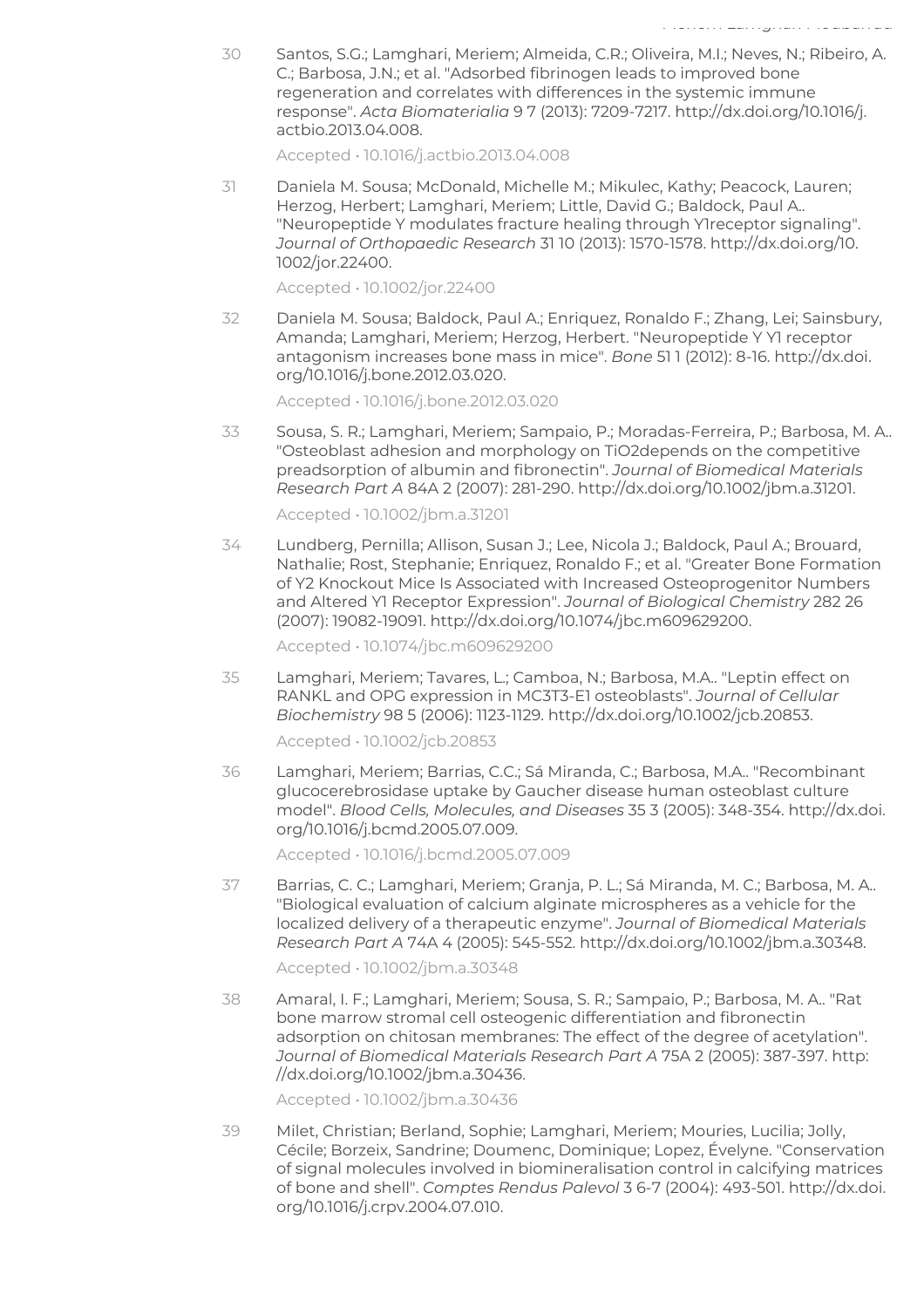30 Santos, S.G.; Lamghari, Meriem; Almeida, C.R.; Oliveira, M.I.; Neves, N.; Ribeiro, A. C.; Barbosa, J.N.; et al. "Adsorbed fibrinogen leads to improved bone regeneration and correlates with differences in the systemic immune response". *Acta Biomaterialia* 9 7 (2013): 7209-7217. http://dx.doi.org/10.1016/j.actbio.2013.04.008.

Accepted • 10.1016/j.actbio.2013.04.008

31 Daniela M. Sousa; McDonald, Michelle M.; Mikulec, Kathy; Peacock, Lauren; Herzog, Herbert; Lamghari, Meriem; Little, David G.; Baldock, Paul A.. "Neuropeptide Y modulates fracture healing through Y1receptor signaling". *Journal of Orthopaedic Research* 31 10 (2013): 1570-1578. http://dx.doi.org/10.1002/jor.22400.

Accepted • 10.1002/jor.22400

32 Daniela M. Sousa; Baldock, Paul A.; Enriquez, Ronaldo F.; Zhang, Lei; Sainsbury, Amanda; Lamghari, Meriem; Herzog, Herbert. "Neuropeptide Y Y1 receptor antagonism increases bone mass in mice". *Bone* 51 1 (2012): 8-16. http://dx.doi.org/10.1016/j.bone.2012.03.020.

Accepted • 10.1016/j.bone.2012.03.020

33 Sousa, S. R.; Lamghari, Meriem; Sampaio, P.; Moradas-Ferreira, P.; Barbosa, M. A.. "Osteoblast adhesion and morphology on TiO2depends on the competitive preadsorption of albumin and fibronectin". *Journal of Biomedical Materials Research Part A* 84A 2 (2007): 281-290. http://dx.doi.org/10.1002/jbm.a.31201.

Accepted • 10.1002/jbm.a.31201

34 Lundberg, Pernilla; Allison, Susan J.; Lee, Nicola J.; Baldock, Paul A.; Brouard, Nathalie; Rost, Stephanie; Enriquez, Ronaldo F.; et al. "Greater Bone Formation of Y2 Knockout Mice Is Associated with Increased Osteoprogenitor Numbers and Altered Y1 Receptor Expression". *Journal of Biological Chemistry* 282 26 (2007): 19082-19091. http://dx.doi.org/10.1074/jbc.m609629200.

Accepted • 10.1074/jbc.m609629200

35 Lamghari, Meriem; Tavares, L.; Camboa, N.; Barbosa, M.A.. "Leptin effect on RANKL and OPG expression in MC3T3-E1 osteoblasts". *Journal of Cellular Biochemistry* 98 5 (2006): 1123-1129. http://dx.doi.org/10.1002/jcb.20853.

Accepted • 10.1002/jcb.20853

36 Lamghari, Meriem; Barrias, C.C.; Sá Miranda, C.; Barbosa, M.A.. "Recombinant glucocerebrosidase uptake by Gaucher disease human osteoblast culture model". *Blood Cells, Molecules, and Diseases* 35 3 (2005): 348-354. http://dx.doi.org/10.1016/j.bcmd.2005.07.009.

Accepted • 10.1016/j.bcmd.2005.07.009

37 Barrias, C. C.; Lamghari, Meriem; Granja, P. L.; Sá Miranda, M. C.; Barbosa, M. A.. "Biological evaluation of calcium alginate microspheres as a vehicle for the localized delivery of a therapeutic enzyme". *Journal of Biomedical Materials Research Part A* 74A 4 (2005): 545-552. http://dx.doi.org/10.1002/jbm.a.30348.

Accepted • 10.1002/jbm.a.30348

38 Amaral, I. F.; Lamghari, Meriem; Sousa, S. R.; Sampaio, P.; Barbosa, M. A.. "Rat bone marrow stromal cell osteogenic differentiation and fibronectin adsorption on chitosan membranes: The effect of the degree of acetylation". *Journal of Biomedical Materials Research Part A* 75A 2 (2005): 387-397. http://dx.doi.org/10.1002/jbm.a.30436.

Accepted • 10.1002/jbm.a.30436

39 Milet, Christian; Berland, Sophie; Lamghari, Meriem; Mouries, Lucilia; Jolly, Cécile; Borzeix, Sandrine; Doumenc, Dominique; Lopez, Évelyne. "Conservation of signal molecules involved in biomineralisation control in calcifying matrices of bone and shell". *Comptes Rendus Palevol* 3 6-7 (2004): 493-501. http://dx.doi.org/10.1016/j.crpv.2004.07.010.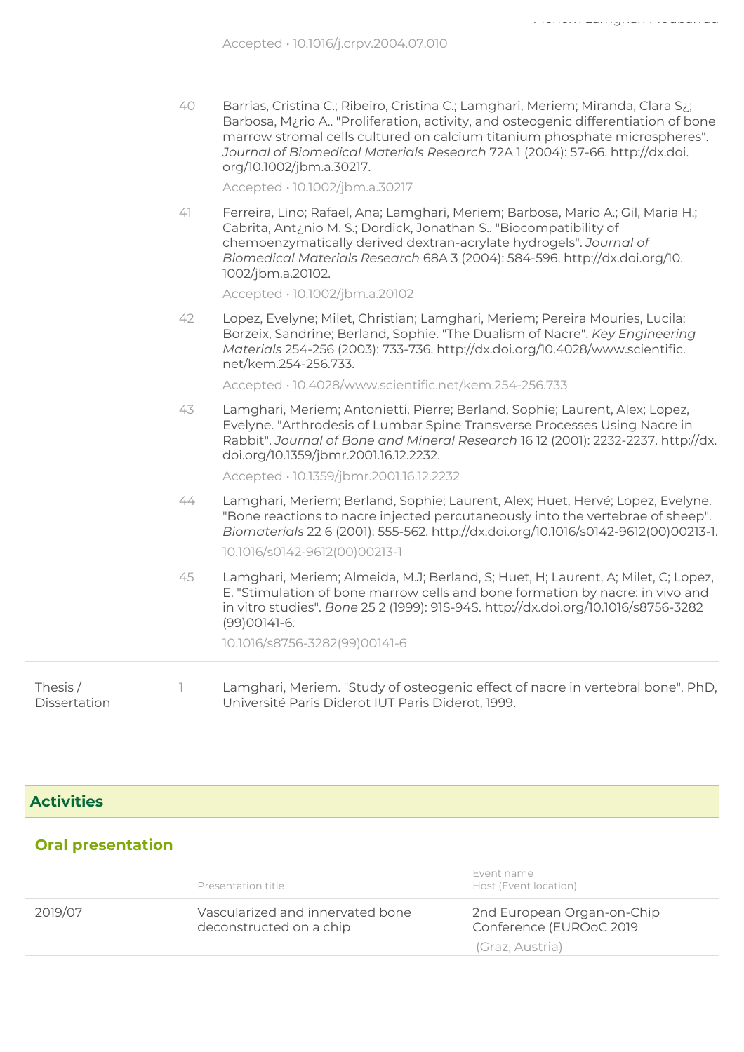Accepted • 10.1016/j.crpv.2004.07.010

40. Barrias, Cristina C.; Ribeiro, Cristina C.; Lamghari, Meriem; Miranda, Clara S¿; Barbosa, M¿rio A.. "Proliferation, activity, and osteogenic differentiation of bone marrow stromal cells cultured on calcium titanium phosphate microspheres". *Journal of Biomedical Materials Research* 72A 1 (2004): 57-66. http://dx.doi.org/10.1002/jbm.a.30217.

    Accepted • 10.1002/jbm.a.30217

41. Ferreira, Lino; Rafael, Ana; Lamghari, Meriem; Barbosa, Mario A.; Gil, Maria H.; Cabrita, Ant¿nio M. S.; Dordick, Jonathan S.. "Biocompatibility of chemoenzymatically derived dextran-acrylate hydrogels". *Journal of Biomedical Materials Research* 68A 3 (2004): 584-596. http://dx.doi.org/10.1002/jbm.a.20102.

    Accepted • 10.1002/jbm.a.20102

42. Lopez, Evelyne; Milet, Christian; Lamghari, Meriem; Pereira Mouries, Lucila; Borzeix, Sandrine; Berland, Sophie. "The Dualism of Nacre". *Key Engineering Materials* 254-256 (2003): 733-736. http://dx.doi.org/10.4028/www.scientific.net/kem.254-256.733.

    Accepted • 10.4028/www.scientific.net/kem.254-256.733

43. Lamghari, Meriem; Antonietti, Pierre; Berland, Sophie; Laurent, Alex; Lopez, Evelyne. "Arthrodesis of Lumbar Spine Transverse Processes Using Nacre in Rabbit". *Journal of Bone and Mineral Research* 16 12 (2001): 2232-2237. http://dx.doi.org/10.1359/jbmr.2001.16.12.2232.

    Accepted • 10.1359/jbmr.2001.16.12.2232

44. Lamghari, Meriem; Berland, Sophie; Laurent, Alex; Huet, Hervé; Lopez, Evelyne. "Bone reactions to nacre injected percutaneously into the vertebrae of sheep". *Biomaterials* 22 6 (2001): 555-562. http://dx.doi.org/10.1016/s0142-9612(00)00213-1.

    10.1016/s0142-9612(00)00213-1

45. Lamghari, Meriem; Almeida, M.J; Berland, S; Huet, H; Laurent, A; Milet, C; Lopez, E. "Stimulation of bone marrow cells and bone formation by nacre: in vivo and in vitro studies". *Bone* 25 2 (1999): 91S-94S. http://dx.doi.org/10.1016/s8756-3282(99)00141-6.

    10.1016/s8756-3282(99)00141-6

**Thesis / Dissertation**

1. Lamghari, Meriem. "Study of osteogenic effect of nacre in vertebral bone". PhD, Université Paris Diderot IUT Paris Diderot, 1999.

## Activities

### Oral presentation

| | Presentation title | Event name<br>Host (Event location) |
|---|---|---|
| 2019/07 | Vascularized and innervated bone deconstructed on a chip | 2nd European Organ-on-Chip Conference (EUROoC 2019<br>(Graz, Austria) |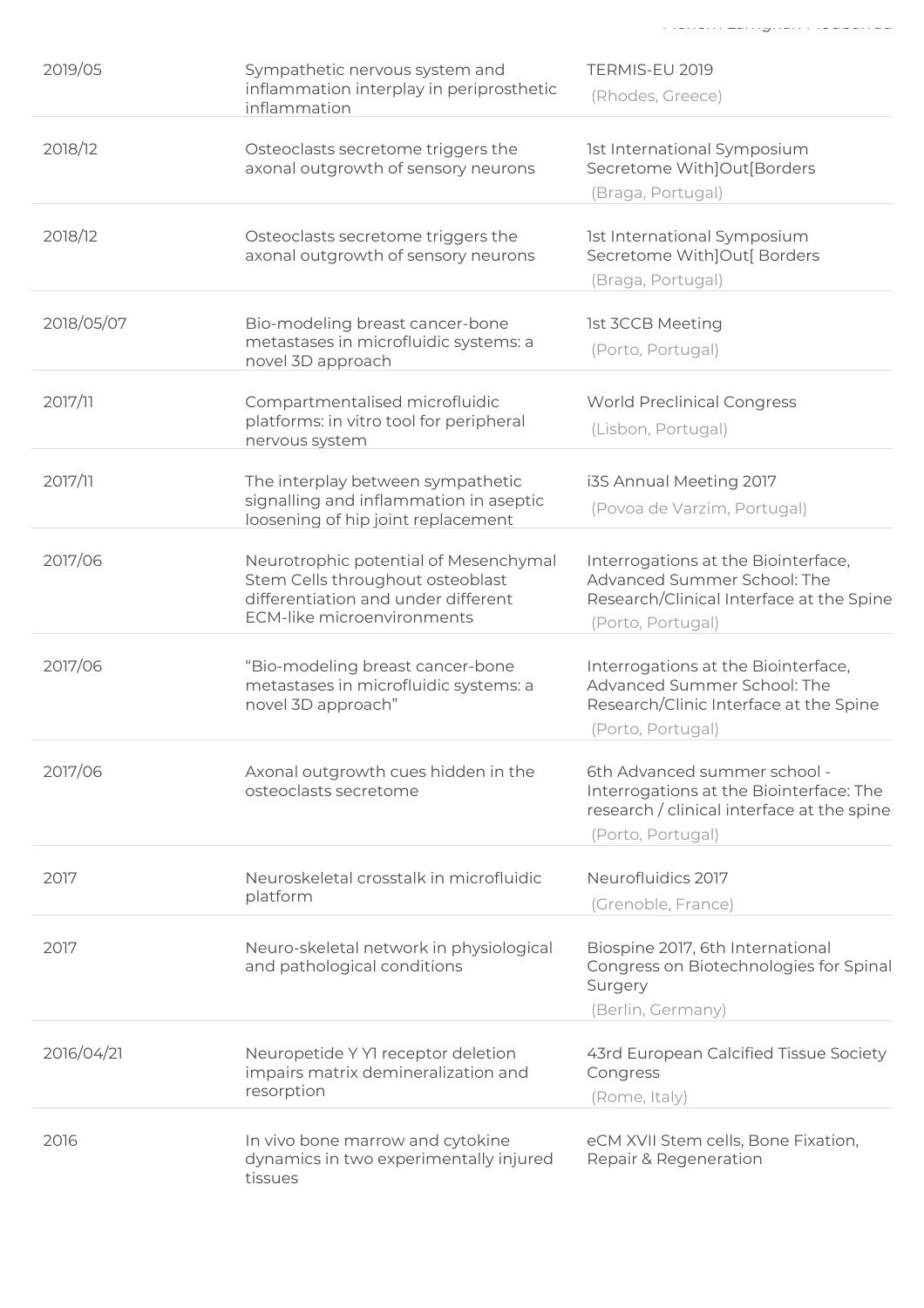| | | |
|---|---|---|
| 2019/05 | Sympathetic nervous system and inflammation interplay in periprosthetic inflammation | TERMIS-EU 2019<br>(Rhodes, Greece) |
| 2018/12 | Osteoclasts secretome triggers the axonal outgrowth of sensory neurons | 1st International Symposium Secretome With]Out[Borders<br>(Braga, Portugal) |
| 2018/12 | Osteoclasts secretome triggers the axonal outgrowth of sensory neurons | 1st International Symposium Secretome With]Out[ Borders<br>(Braga, Portugal) |
| 2018/05/07 | Bio-modeling breast cancer-bone metastases in microfluidic systems: a novel 3D approach | 1st 3CCB Meeting<br>(Porto, Portugal) |
| 2017/11 | Compartmentalised microfluidic platforms: in vitro tool for peripheral nervous system | World Preclinical Congress<br>(Lisbon, Portugal) |
| 2017/11 | The interplay between sympathetic signalling and inflammation in aseptic loosening of hip joint replacement | i3S Annual Meeting 2017<br>(Povoa de Varzim, Portugal) |
| 2017/06 | Neurotrophic potential of Mesenchymal Stem Cells throughout osteoblast differentiation and under different ECM-like microenvironments | Interrogations at the Biointerface, Advanced Summer School: The Research/Clinical Interface at the Spine<br>(Porto, Portugal) |
| 2017/06 | "Bio-modeling breast cancer-bone metastases in microfluidic systems: a novel 3D approach" | Interrogations at the Biointerface, Advanced Summer School: The Research/Clinic Interface at the Spine<br>(Porto, Portugal) |
| 2017/06 | Axonal outgrowth cues hidden in the osteoclasts secretome | 6th Advanced summer school - Interrogations at the Biointerface: The research / clinical interface at the spine<br>(Porto, Portugal) |
| 2017 | Neuroskeletal crosstalk in microfluidic platform | Neurofluidics 2017<br>(Grenoble, France) |
| 2017 | Neuro-skeletal network in physiological and pathological conditions | Biospine 2017, 6th International Congress on Biotechnologies for Spinal Surgery<br>(Berlin, Germany) |
| 2016/04/21 | Neuropetide Y Y1 receptor deletion impairs matrix demineralization and resorption | 43rd European Calcified Tissue Society Congress<br>(Rome, Italy) |
| 2016 | In vivo bone marrow and cytokine dynamics in two experimentally injured tissues | eCM XVII Stem cells, Bone Fixation, Repair & Regeneration |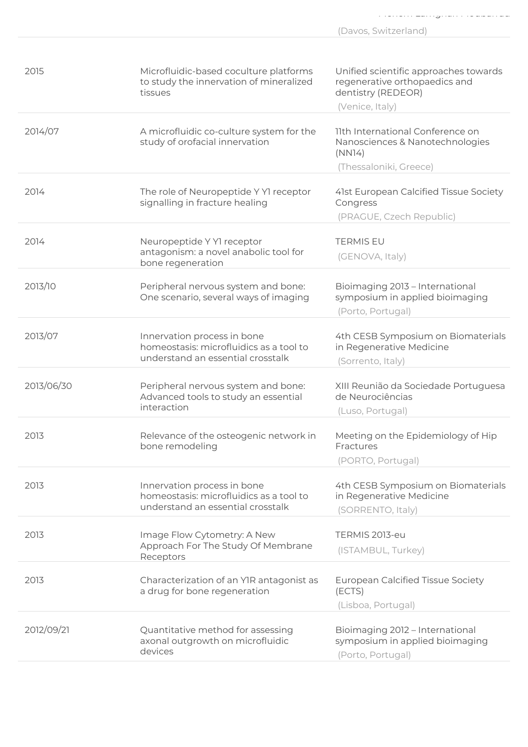| | | (Davos, Switzerland) |
|---|---|---|
| 2015 | Microfluidic-based coculture platforms to study the innervation of mineralized tissues | Unified scientific approaches towards regenerative orthopaedics and dentistry (REDEOR) (Venice, Italy) |
| 2014/07 | A microfluidic co-culture system for the study of orofacial innervation | 11th International Conference on Nanosciences & Nanotechnologies (NN14) (Thessaloniki, Greece) |
| 2014 | The role of Neuropeptide Y Y1 receptor signalling in fracture healing | 41st European Calcified Tissue Society Congress (PRAGUE, Czech Republic) |
| 2014 | Neuropeptide Y Y1 receptor antagonism: a novel anabolic tool for bone regeneration | TERMIS EU (GENOVA, Italy) |
| 2013/10 | Peripheral nervous system and bone: One scenario, several ways of imaging | Bioimaging 2013 – International symposium in applied bioimaging (Porto, Portugal) |
| 2013/07 | Innervation process in bone homeostasis: microfluidics as a tool to understand an essential crosstalk | 4th CESB Symposium on Biomaterials in Regenerative Medicine (Sorrento, Italy) |
| 2013/06/30 | Peripheral nervous system and bone: Advanced tools to study an essential interaction | XIII Reunião da Sociedade Portuguesa de Neurociências (Luso, Portugal) |
| 2013 | Relevance of the osteogenic network in bone remodeling | Meeting on the Epidemiology of Hip Fractures (PORTO, Portugal) |
| 2013 | Innervation process in bone homeostasis: microfluidics as a tool to understand an essential crosstalk | 4th CESB Symposium on Biomaterials in Regenerative Medicine (SORRENTO, Italy) |
| 2013 | Image Flow Cytometry: A New Approach For The Study Of Membrane Receptors | TERMIS 2013-eu (ISTAMBUL, Turkey) |
| 2013 | Characterization of an Y1R antagonist as a drug for bone regeneration | European Calcified Tissue Society (ECTS) (Lisboa, Portugal) |
| 2012/09/21 | Quantitative method for assessing axonal outgrowth on microfluidic devices | Bioimaging 2012 – International symposium in applied bioimaging (Porto, Portugal) |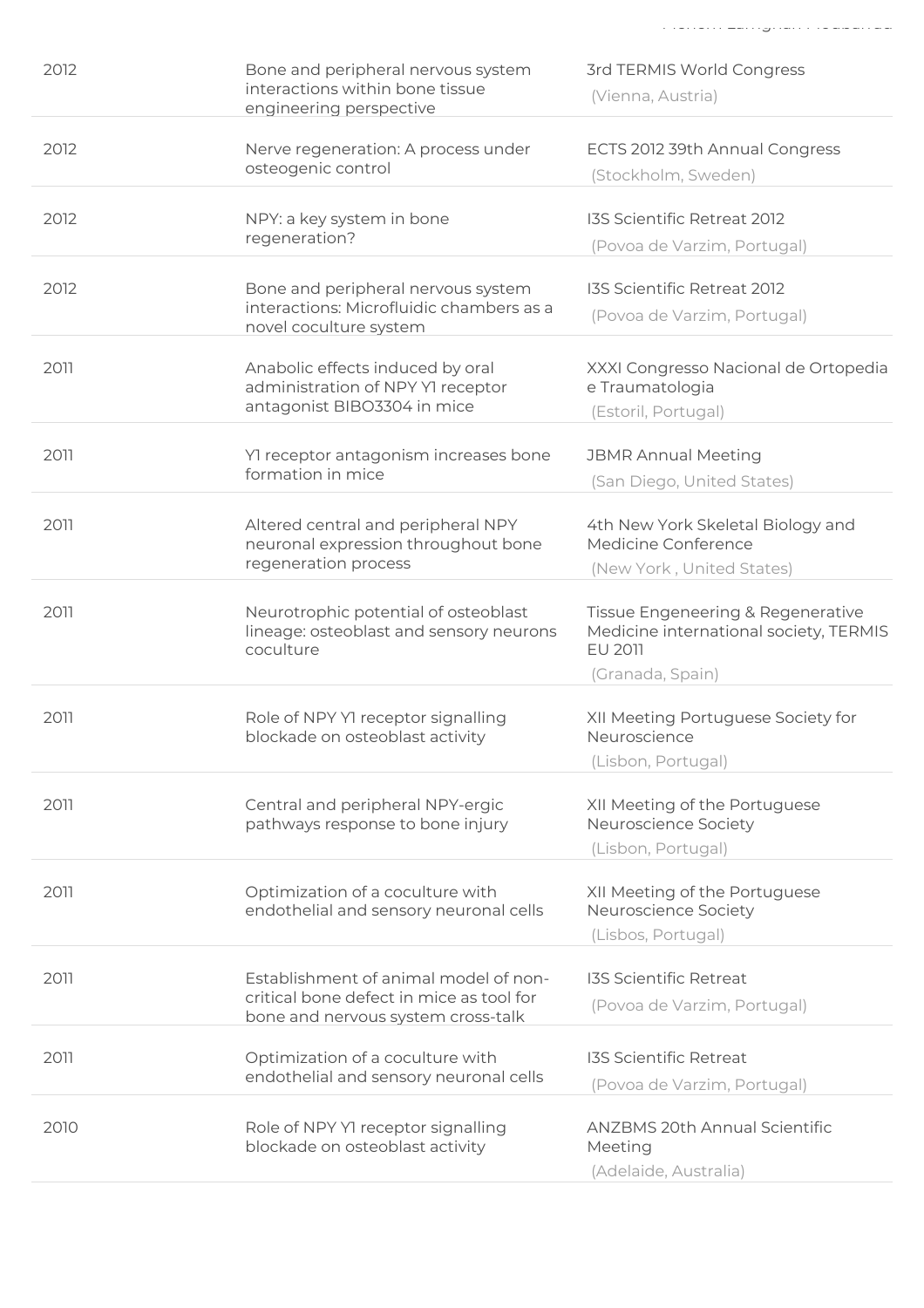| | | |
|---|---|---|
| 2012 | Bone and peripheral nervous system interactions within bone tissue engineering perspective | 3rd TERMIS World Congress (Vienna, Austria) |
| 2012 | Nerve regeneration: A process under osteogenic control | ECTS 2012 39th Annual Congress (Stockholm, Sweden) |
| 2012 | NPY: a key system in bone regeneration? | I3S Scientific Retreat 2012 (Povoa de Varzim, Portugal) |
| 2012 | Bone and peripheral nervous system interactions: Microfluidic chambers as a novel coculture system | I3S Scientific Retreat 2012 (Povoa de Varzim, Portugal) |
| 2011 | Anabolic effects induced by oral administration of NPY Y1 receptor antagonist BIBO3304 in mice | XXXI Congresso Nacional de Ortopedia e Traumatologia (Estoril, Portugal) |
| 2011 | Y1 receptor antagonism increases bone formation in mice | JBMR Annual Meeting (San Diego, United States) |
| 2011 | Altered central and peripheral NPY neuronal expression throughout bone regeneration process | 4th New York Skeletal Biology and Medicine Conference (New York , United States) |
| 2011 | Neurotrophic potential of osteoblast lineage: osteoblast and sensory neurons coculture | Tissue Engeneering & Regenerative Medicine international society, TERMIS EU 2011 (Granada, Spain) |
| 2011 | Role of NPY Y1 receptor signalling blockade on osteoblast activity | XII Meeting Portuguese Society for Neuroscience (Lisbon, Portugal) |
| 2011 | Central and peripheral NPY-ergic pathways response to bone injury | XII Meeting of the Portuguese Neuroscience Society (Lisbon, Portugal) |
| 2011 | Optimization of a coculture with endothelial and sensory neuronal cells | XII Meeting of the Portuguese Neuroscience Society (Lisbos, Portugal) |
| 2011 | Establishment of animal model of non-critical bone defect in mice as tool for bone and nervous system cross-talk | I3S Scientific Retreat (Povoa de Varzim, Portugal) |
| 2011 | Optimization of a coculture with endothelial and sensory neuronal cells | I3S Scientific Retreat (Povoa de Varzim, Portugal) |
| 2010 | Role of NPY Y1 receptor signalling blockade on osteoblast activity | ANZBMS 20th Annual Scientific Meeting (Adelaide, Australia) |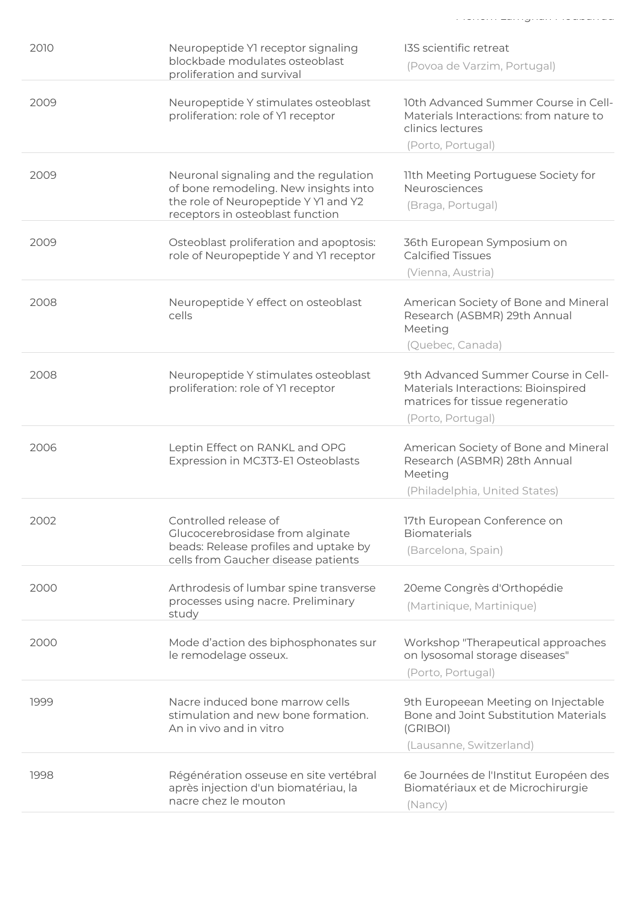| | | |
|---|---|---|
| 2010 | Neuropeptide Y1 receptor signaling blockbade modulates osteoblast proliferation and survival | I3S scientific retreat (Povoa de Varzim, Portugal) |
| 2009 | Neuropeptide Y stimulates osteoblast proliferation: role of Y1 receptor | 10th Advanced Summer Course in Cell-Materials Interactions: from nature to clinics lectures (Porto, Portugal) |
| 2009 | Neuronal signaling and the regulation of bone remodeling. New insights into the role of Neuropeptide Y Y1 and Y2 receptors in osteoblast function | 11th Meeting Portuguese Society for Neurosciences (Braga, Portugal) |
| 2009 | Osteoblast proliferation and apoptosis: role of Neuropeptide Y and Y1 receptor | 36th European Symposium on Calcified Tissues (Vienna, Austria) |
| 2008 | Neuropeptide Y effect on osteoblast cells | American Society of Bone and Mineral Research (ASBMR) 29th Annual Meeting (Quebec, Canada) |
| 2008 | Neuropeptide Y stimulates osteoblast proliferation: role of Y1 receptor | 9th Advanced Summer Course in Cell-Materials Interactions: Bioinspired matrices for tissue regeneratio (Porto, Portugal) |
| 2006 | Leptin Effect on RANKL and OPG Expression in MC3T3-E1 Osteoblasts | American Society of Bone and Mineral Research (ASBMR) 28th Annual Meeting (Philadelphia, United States) |
| 2002 | Controlled release of Glucocerebrosidase from alginate beads: Release profiles and uptake by cells from Gaucher disease patients | 17th European Conference on Biomaterials (Barcelona, Spain) |
| 2000 | Arthrodesis of lumbar spine transverse processes using nacre. Preliminary study | 20eme Congrès d'Orthopédie (Martinique, Martinique) |
| 2000 | Mode d'action des biphosphonates sur le remodelage osseux. | Workshop "Therapeutical approaches on lysosomal storage diseases" (Porto, Portugal) |
| 1999 | Nacre induced bone marrow cells stimulation and new bone formation. An in vivo and in vitro | 9th Europeean Meeting on Injectable Bone and Joint Substitution Materials (GRIBOI) (Lausanne, Switzerland) |
| 1998 | Régénération osseuse en site vertébral après injection d'un biomatériau, la nacre chez le mouton | 6e Journées de l'Institut Européen des Biomatériaux et de Microchirurgie (Nancy) |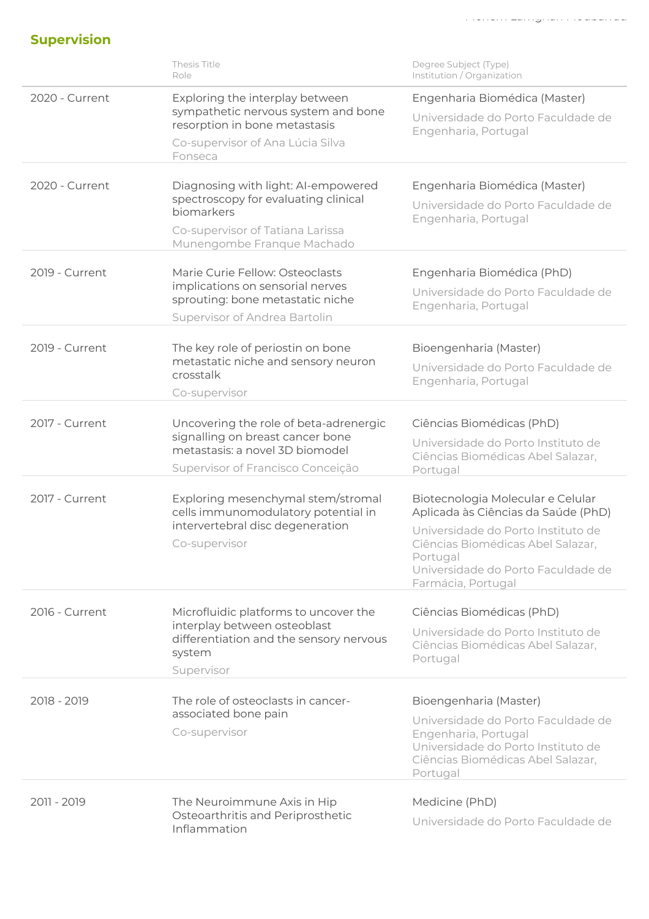## Supervision

| | Thesis Title<br>Role | Degree Subject (Type)<br>Institution / Organization |
|---|---|---|
| 2020 - Current | Exploring the interplay between sympathetic nervous system and bone resorption in bone metastasis<br>Co-supervisor of Ana Lúcia Silva Fonseca | Engenharia Biomédica (Master)<br>Universidade do Porto Faculdade de Engenharia, Portugal |
| 2020 - Current | Diagnosing with light: AI-empowered spectroscopy for evaluating clinical biomarkers<br>Co-supervisor of Tatiana Larissa Munengombe Franque Machado | Engenharia Biomédica (Master)<br>Universidade do Porto Faculdade de Engenharia, Portugal |
| 2019 - Current | Marie Curie Fellow: Osteoclasts implications on sensorial nerves sprouting: bone metastatic niche<br>Supervisor of Andrea Bartolin | Engenharia Biomédica (PhD)<br>Universidade do Porto Faculdade de Engenharia, Portugal |
| 2019 - Current | The key role of periostin on bone metastatic niche and sensory neuron crosstalk<br>Co-supervisor | Bioengenharia (Master)<br>Universidade do Porto Faculdade de Engenharia, Portugal |
| 2017 - Current | Uncovering the role of beta-adrenergic signalling on breast cancer bone metastasis: a novel 3D biomodel<br>Supervisor of Francisco Conceição | Ciências Biomédicas (PhD)<br>Universidade do Porto Instituto de Ciências Biomédicas Abel Salazar, Portugal |
| 2017 - Current | Exploring mesenchymal stem/stromal cells immunomodulatory potential in intervertebral disc degeneration<br>Co-supervisor | Biotecnologia Molecular e Celular Aplicada às Ciências da Saúde (PhD)<br>Universidade do Porto Instituto de Ciências Biomédicas Abel Salazar, Portugal<br>Universidade do Porto Faculdade de Farmácia, Portugal |
| 2016 - Current | Microfluidic platforms to uncover the interplay between osteoblast differentiation and the sensory nervous system<br>Supervisor | Ciências Biomédicas (PhD)<br>Universidade do Porto Instituto de Ciências Biomédicas Abel Salazar, Portugal |
| 2018 - 2019 | The role of osteoclasts in cancer-associated bone pain<br>Co-supervisor | Bioengenharia (Master)<br>Universidade do Porto Faculdade de Engenharia, Portugal<br>Universidade do Porto Instituto de Ciências Biomédicas Abel Salazar, Portugal |
| 2011 - 2019 | The Neuroimmune Axis in Hip Osteoarthritis and Periprosthetic Inflammation | Medicine (PhD)<br>Universidade do Porto Faculdade de |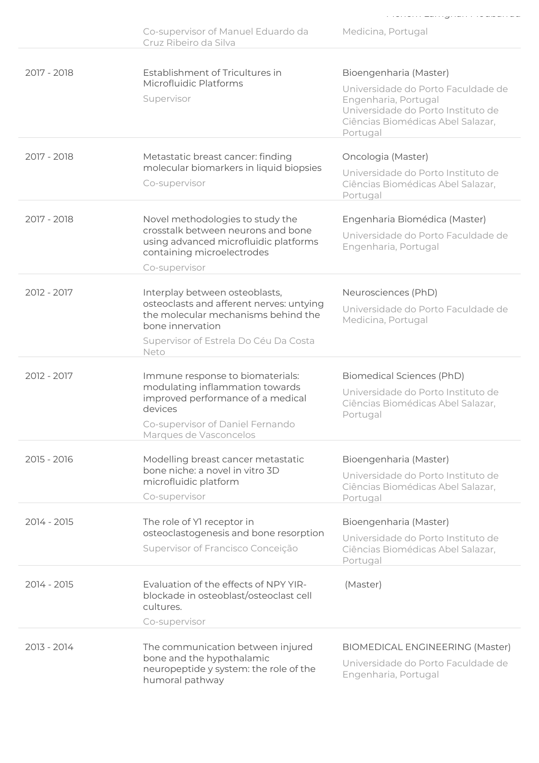| | | |
|---|---|---|
| | Co-supervisor of Manuel Eduardo da Cruz Ribeiro da Silva | Medicina, Portugal |
| 2017 - 2018 | Establishment of Tricultures in Microfluidic Platforms<br>Supervisor | Bioengenharia (Master)<br>Universidade do Porto Faculdade de Engenharia, Portugal<br>Universidade do Porto Instituto de Ciências Biomédicas Abel Salazar, Portugal |
| 2017 - 2018 | Metastatic breast cancer: finding molecular biomarkers in liquid biopsies<br>Co-supervisor | Oncologia (Master)<br>Universidade do Porto Instituto de Ciências Biomédicas Abel Salazar, Portugal |
| 2017 - 2018 | Novel methodologies to study the crosstalk between neurons and bone using advanced microfluidic platforms containing microelectrodes<br>Co-supervisor | Engenharia Biomédica (Master)<br>Universidade do Porto Faculdade de Engenharia, Portugal |
| 2012 - 2017 | Interplay between osteoblasts, osteoclasts and afferent nerves: untying the molecular mechanisms behind the bone innervation<br>Supervisor of Estrela Do Céu Da Costa Neto | Neurosciences (PhD)<br>Universidade do Porto Faculdade de Medicina, Portugal |
| 2012 - 2017 | Immune response to biomaterials: modulating inflammation towards improved performance of a medical devices<br>Co-supervisor of Daniel Fernando Marques de Vasconcelos | Biomedical Sciences (PhD)<br>Universidade do Porto Instituto de Ciências Biomédicas Abel Salazar, Portugal |
| 2015 - 2016 | Modelling breast cancer metastatic bone niche: a novel in vitro 3D microfluidic platform<br>Co-supervisor | Bioengenharia (Master)<br>Universidade do Porto Instituto de Ciências Biomédicas Abel Salazar, Portugal |
| 2014 - 2015 | The role of Y1 receptor in osteoclastogenesis and bone resorption<br>Supervisor of Francisco Conceição | Bioengenharia (Master)<br>Universidade do Porto Instituto de Ciências Biomédicas Abel Salazar, Portugal |
| 2014 - 2015 | Evaluation of the effects of NPY YIR-blockade in osteoblast/osteoclast cell cultures.<br>Co-supervisor | (Master) |
| 2013 - 2014 | The communication between injured bone and the hypothalamic neuropeptide y system: the role of the humoral pathway | BIOMEDICAL ENGINEERING (Master)<br>Universidade do Porto Faculdade de Engenharia, Portugal |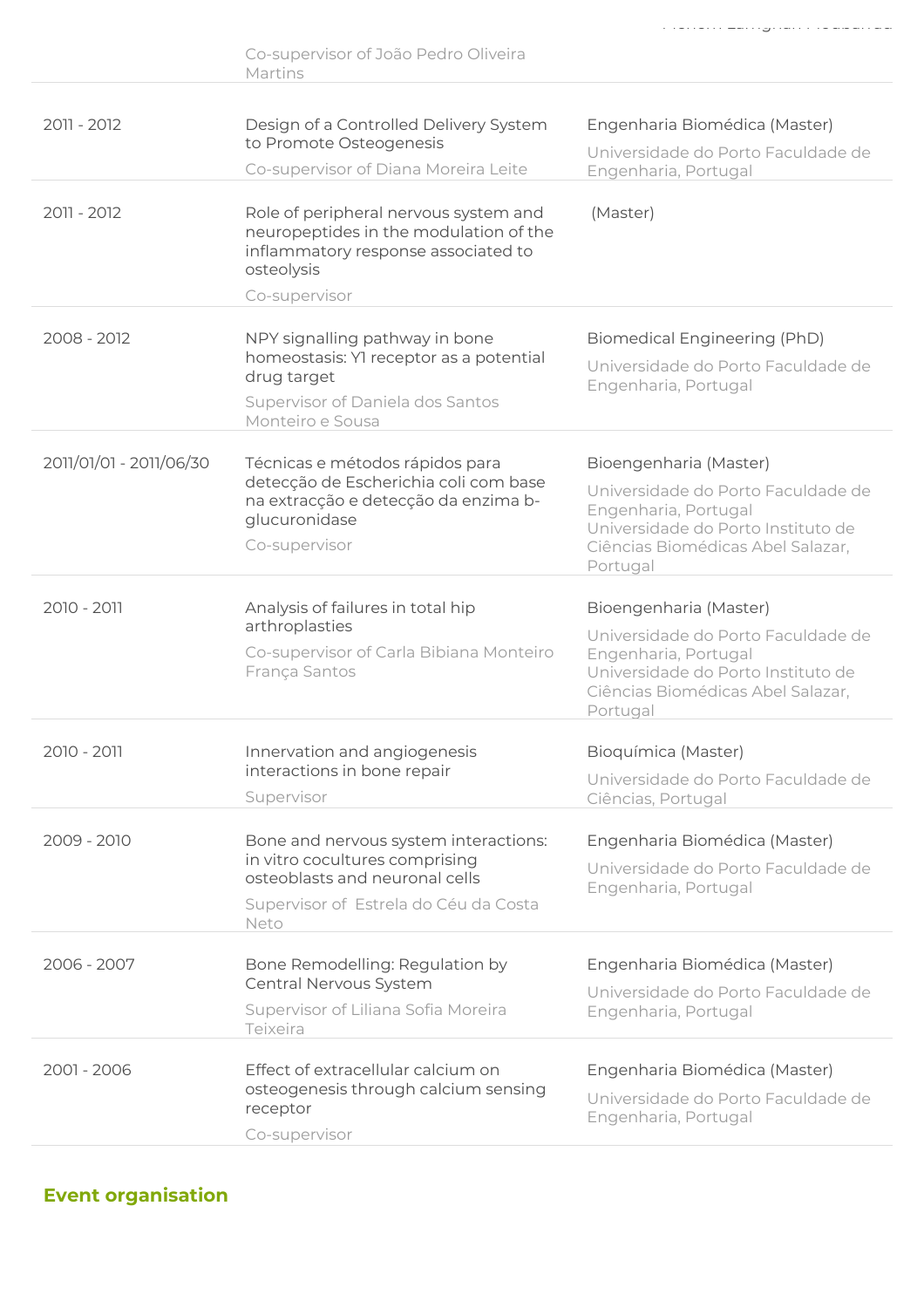| | | |
|---|---|---|
| | Co-supervisor of João Pedro Oliveira Martins | |
| 2011 - 2012 | Design of a Controlled Delivery System to Promote Osteogenesis<br>Co-supervisor of Diana Moreira Leite | Engenharia Biomédica (Master)<br>Universidade do Porto Faculdade de Engenharia, Portugal |
| 2011 - 2012 | Role of peripheral nervous system and neuropeptides in the modulation of the inflammatory response associated to osteolysis<br>Co-supervisor | (Master) |
| 2008 - 2012 | NPY signalling pathway in bone homeostasis: Y1 receptor as a potential drug target<br>Supervisor of Daniela dos Santos Monteiro e Sousa | Biomedical Engineering (PhD)<br>Universidade do Porto Faculdade de Engenharia, Portugal |
| 2011/01/01 - 2011/06/30 | Técnicas e métodos rápidos para detecção de Escherichia coli com base na extracção e detecção da enzima b-glucuronidase<br>Co-supervisor | Bioengenharia (Master)<br>Universidade do Porto Faculdade de Engenharia, Portugal<br>Universidade do Porto Instituto de Ciências Biomédicas Abel Salazar, Portugal |
| 2010 - 2011 | Analysis of failures in total hip arthroplasties<br>Co-supervisor of Carla Bibiana Monteiro França Santos | Bioengenharia (Master)<br>Universidade do Porto Faculdade de Engenharia, Portugal<br>Universidade do Porto Instituto de Ciências Biomédicas Abel Salazar, Portugal |
| 2010 - 2011 | Innervation and angiogenesis interactions in bone repair<br>Supervisor | Bioquímica (Master)<br>Universidade do Porto Faculdade de Ciências, Portugal |
| 2009 - 2010 | Bone and nervous system interactions: in vitro cocultures comprising osteoblasts and neuronal cells<br>Supervisor of Estrela do Céu da Costa Neto | Engenharia Biomédica (Master)<br>Universidade do Porto Faculdade de Engenharia, Portugal |
| 2006 - 2007 | Bone Remodelling: Regulation by Central Nervous System<br>Supervisor of Liliana Sofia Moreira Teixeira | Engenharia Biomédica (Master)<br>Universidade do Porto Faculdade de Engenharia, Portugal |
| 2001 - 2006 | Effect of extracellular calcium on osteogenesis through calcium sensing receptor<br>Co-supervisor | Engenharia Biomédica (Master)<br>Universidade do Porto Faculdade de Engenharia, Portugal |

## Event organisation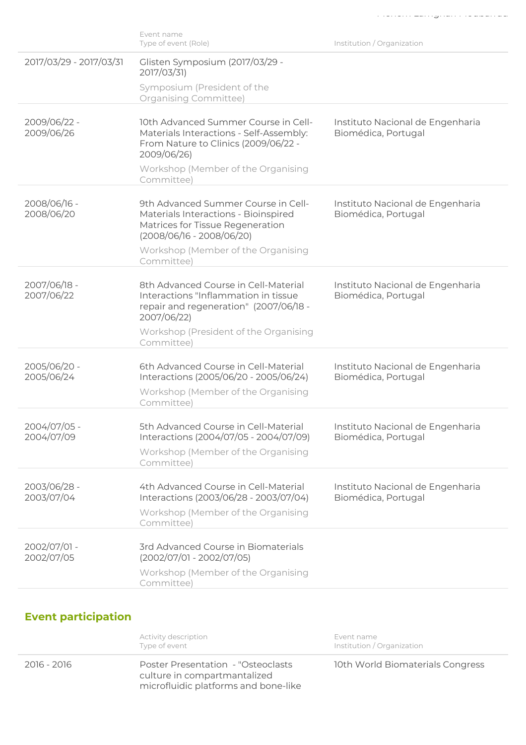| | Event name<br>Type of event (Role) | Institution / Organization |
|---|---|---|
| 2017/03/29 - 2017/03/31 | Glisten Symposium (2017/03/29 - 2017/03/31)<br>Symposium (President of the Organising Committee) | |
| 2009/06/22 - 2009/06/26 | 10th Advanced Summer Course in Cell-Materials Interactions - Self-Assembly: From Nature to Clinics (2009/06/22 - 2009/06/26)<br>Workshop (Member of the Organising Committee) | Instituto Nacional de Engenharia Biomédica, Portugal |
| 2008/06/16 - 2008/06/20 | 9th Advanced Summer Course in Cell-Materials Interactions - Bioinspired Matrices for Tissue Regeneration (2008/06/16 - 2008/06/20)<br>Workshop (Member of the Organising Committee) | Instituto Nacional de Engenharia Biomédica, Portugal |
| 2007/06/18 - 2007/06/22 | 8th Advanced Course in Cell-Material Interactions "Inflammation in tissue repair and regeneration" (2007/06/18 - 2007/06/22)<br>Workshop (President of the Organising Committee) | Instituto Nacional de Engenharia Biomédica, Portugal |
| 2005/06/20 - 2005/06/24 | 6th Advanced Course in Cell-Material Interactions (2005/06/20 - 2005/06/24)<br>Workshop (Member of the Organising Committee) | Instituto Nacional de Engenharia Biomédica, Portugal |
| 2004/07/05 - 2004/07/09 | 5th Advanced Course in Cell-Material Interactions (2004/07/05 - 2004/07/09)<br>Workshop (Member of the Organising Committee) | Instituto Nacional de Engenharia Biomédica, Portugal |
| 2003/06/28 - 2003/07/04 | 4th Advanced Course in Cell-Material Interactions (2003/06/28 - 2003/07/04)<br>Workshop (Member of the Organising Committee) | Instituto Nacional de Engenharia Biomédica, Portugal |
| 2002/07/01 - 2002/07/05 | 3rd Advanced Course in Biomaterials (2002/07/01 - 2002/07/05)<br>Workshop (Member of the Organising Committee) | |

## Event participation

| | Activity description<br>Type of event | Event name<br>Institution / Organization |
|---|---|---|
| 2016 - 2016 | Poster Presentation - "Osteoclasts culture in compartmantalized microfluidic platforms and bone-like | 10th World Biomaterials Congress |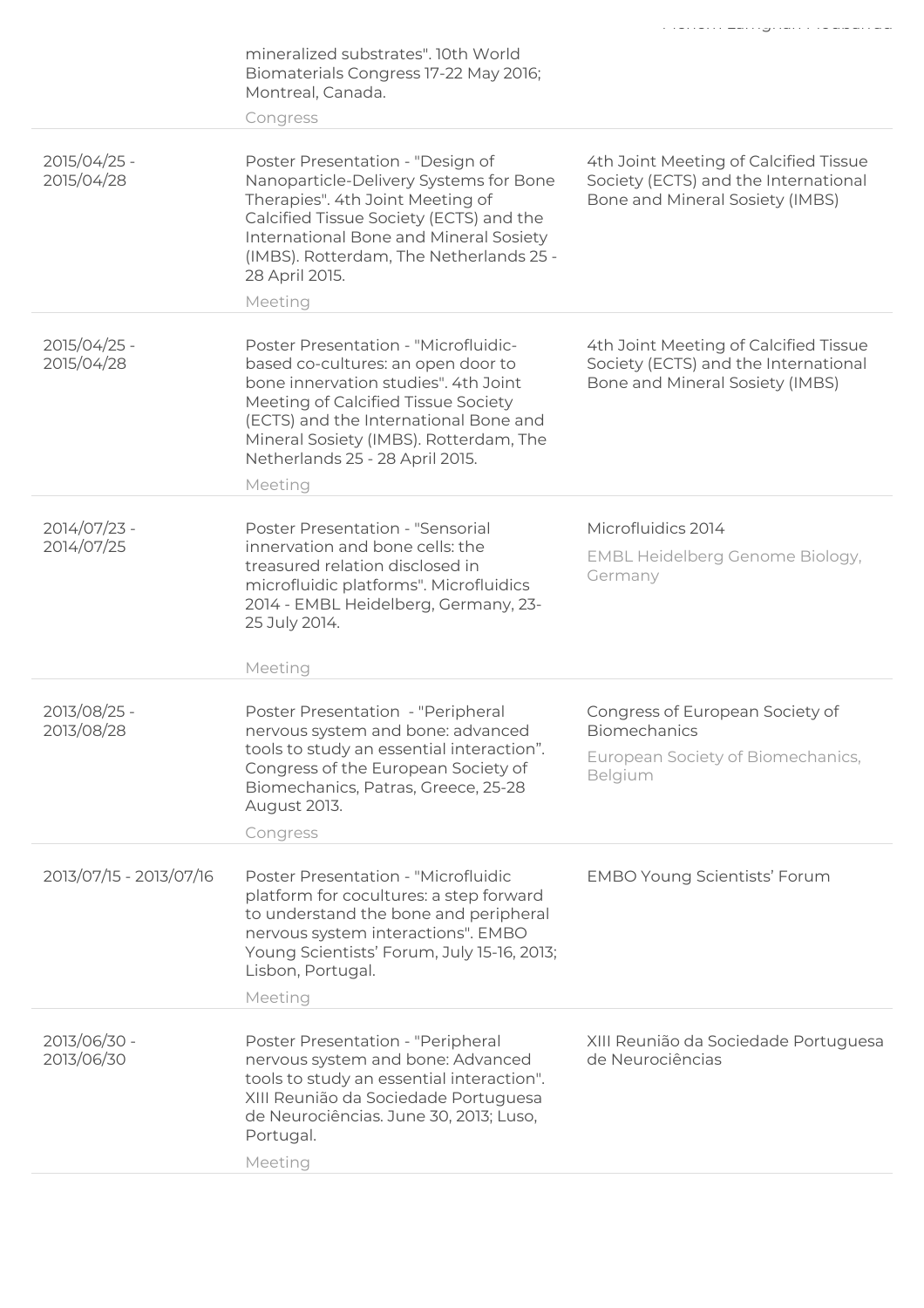| | | |
|---|---|---|
| | mineralized substrates". 10th World Biomaterials Congress 17-22 May 2016; Montreal, Canada.<br>Congress | |
| 2015/04/25 - 2015/04/28 | Poster Presentation - "Design of Nanoparticle-Delivery Systems for Bone Therapies". 4th Joint Meeting of Calcified Tissue Society (ECTS) and the International Bone and Mineral Sosiety (IMBS). Rotterdam, The Netherlands 25 - 28 April 2015.<br>Meeting | 4th Joint Meeting of Calcified Tissue Society (ECTS) and the International Bone and Mineral Sosiety (IMBS) |
| 2015/04/25 - 2015/04/28 | Poster Presentation - "Microfluidic-based co-cultures: an open door to bone innervation studies". 4th Joint Meeting of Calcified Tissue Society (ECTS) and the International Bone and Mineral Sosiety (IMBS). Rotterdam, The Netherlands 25 - 28 April 2015.<br>Meeting | 4th Joint Meeting of Calcified Tissue Society (ECTS) and the International Bone and Mineral Sosiety (IMBS) |
| 2014/07/23 - 2014/07/25 | Poster Presentation - "Sensorial innervation and bone cells: the treasured relation disclosed in microfluidic platforms". Microfluidics 2014 - EMBL Heidelberg, Germany, 23-25 July 2014.<br>Meeting | Microfluidics 2014<br>EMBL Heidelberg Genome Biology, Germany |
| 2013/08/25 - 2013/08/28 | Poster Presentation - "Peripheral nervous system and bone: advanced tools to study an essential interaction". Congress of the European Society of Biomechanics, Patras, Greece, 25-28 August 2013.<br>Congress | Congress of European Society of Biomechanics<br>European Society of Biomechanics, Belgium |
| 2013/07/15 - 2013/07/16 | Poster Presentation - "Microfluidic platform for cocultures: a step forward to understand the bone and peripheral nervous system interactions". EMBO Young Scientists' Forum, July 15-16, 2013; Lisbon, Portugal.<br>Meeting | EMBO Young Scientists' Forum |
| 2013/06/30 - 2013/06/30 | Poster Presentation - "Peripheral nervous system and bone: Advanced tools to study an essential interaction". XIII Reunião da Sociedade Portuguesa de Neurociências. June 30, 2013; Luso, Portugal.<br>Meeting | XIII Reunião da Sociedade Portuguesa de Neurociências |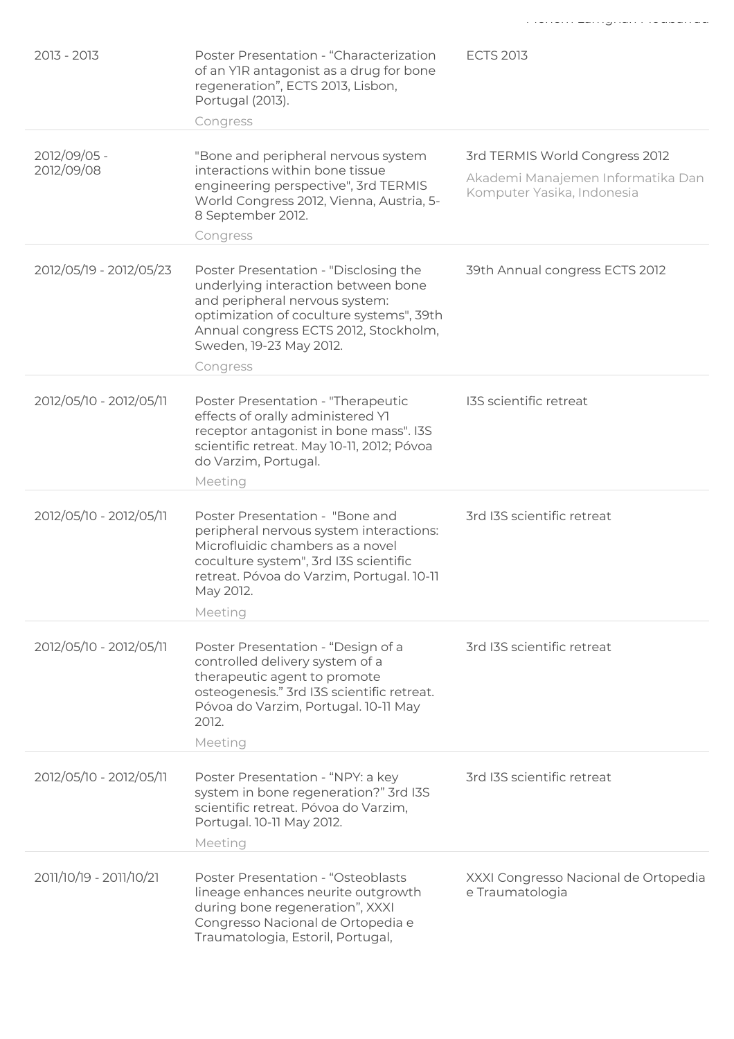| | | |
|---|---|---|
| 2013 - 2013 | Poster Presentation - “Characterization of an Y1R antagonist as a drug for bone regeneration”, ECTS 2013, Lisbon, Portugal (2013).<br>Congress | ECTS 2013 |
| 2012/09/05 - 2012/09/08 | "Bone and peripheral nervous system interactions within bone tissue engineering perspective", 3rd TERMIS World Congress 2012, Vienna, Austria, 5-8 September 2012.<br>Congress | 3rd TERMIS World Congress 2012<br>Akademi Manajemen Informatika Dan Komputer Yasika, Indonesia |
| 2012/05/19 - 2012/05/23 | Poster Presentation - "Disclosing the underlying interaction between bone and peripheral nervous system: optimization of coculture systems", 39th Annual congress ECTS 2012, Stockholm, Sweden, 19-23 May 2012.<br>Congress | 39th Annual congress ECTS 2012 |
| 2012/05/10 - 2012/05/11 | Poster Presentation - "Therapeutic effects of orally administered Y1 receptor antagonist in bone mass". I3S scientific retreat. May 10-11, 2012; Póvoa do Varzim, Portugal.<br>Meeting | I3S scientific retreat |
| 2012/05/10 - 2012/05/11 | Poster Presentation - "Bone and peripheral nervous system interactions: Microfluidic chambers as a novel coculture system", 3rd I3S scientific retreat. Póvoa do Varzim, Portugal. 10-11 May 2012.<br>Meeting | 3rd I3S scientific retreat |
| 2012/05/10 - 2012/05/11 | Poster Presentation - “Design of a controlled delivery system of a therapeutic agent to promote osteogenesis.” 3rd I3S scientific retreat. Póvoa do Varzim, Portugal. 10-11 May 2012.<br>Meeting | 3rd I3S scientific retreat |
| 2012/05/10 - 2012/05/11 | Poster Presentation - “NPY: a key system in bone regeneration?” 3rd I3S scientific retreat. Póvoa do Varzim, Portugal. 10-11 May 2012.<br>Meeting | 3rd I3S scientific retreat |
| 2011/10/19 - 2011/10/21 | Poster Presentation - “Osteoblasts lineage enhances neurite outgrowth during bone regeneration”, XXXI Congresso Nacional de Ortopedia e Traumatologia, Estoril, Portugal, | XXXI Congresso Nacional de Ortopedia e Traumatologia |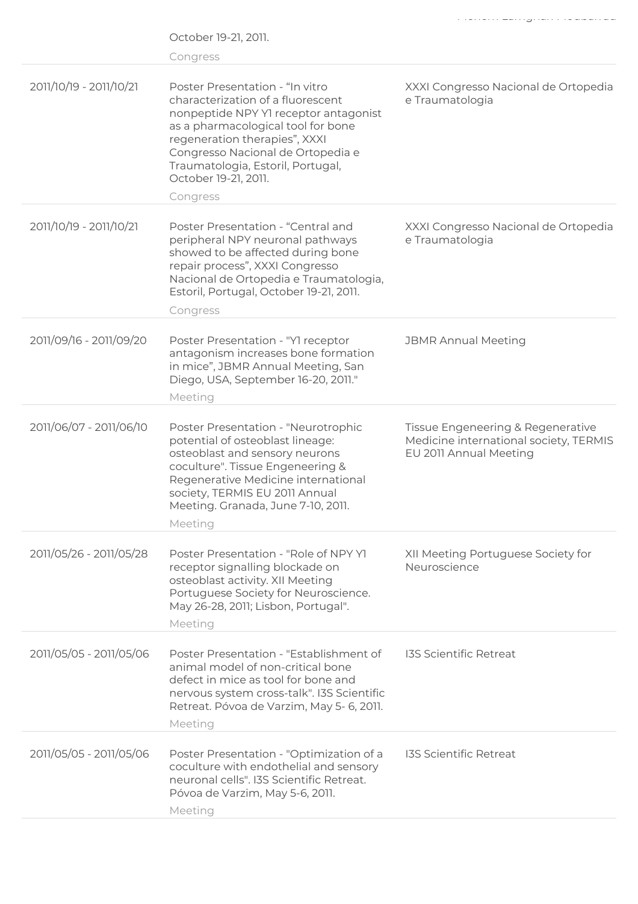| | | |
|---|---|---|
| | October 19-21, 2011.<br>Congress | |
| 2011/10/19 - 2011/10/21 | Poster Presentation - “In vitro characterization of a fluorescent nonpeptide NPY Y1 receptor antagonist as a pharmacological tool for bone regeneration therapies”, XXXI Congresso Nacional de Ortopedia e Traumatologia, Estoril, Portugal, October 19-21, 2011.<br>Congress | XXXI Congresso Nacional de Ortopedia e Traumatologia |
| 2011/10/19 - 2011/10/21 | Poster Presentation - “Central and peripheral NPY neuronal pathways showed to be affected during bone repair process”, XXXI Congresso Nacional de Ortopedia e Traumatologia, Estoril, Portugal, October 19-21, 2011.<br>Congress | XXXI Congresso Nacional de Ortopedia e Traumatologia |
| 2011/09/16 - 2011/09/20 | Poster Presentation - "Y1 receptor antagonism increases bone formation in mice”, JBMR Annual Meeting, San Diego, USA, September 16-20, 2011."<br>Meeting | JBMR Annual Meeting |
| 2011/06/07 - 2011/06/10 | Poster Presentation - "Neurotrophic potential of osteoblast lineage: osteoblast and sensory neurons coculture". Tissue Engeneering & Regenerative Medicine international society, TERMIS EU 2011 Annual Meeting. Granada, June 7-10, 2011.<br>Meeting | Tissue Engeneering & Regenerative Medicine international society, TERMIS EU 2011 Annual Meeting |
| 2011/05/26 - 2011/05/28 | Poster Presentation - "Role of NPY Y1 receptor signalling blockade on osteoblast activity. XII Meeting Portuguese Society for Neuroscience. May 26-28, 2011; Lisbon, Portugal".<br>Meeting | XII Meeting Portuguese Society for Neuroscience |
| 2011/05/05 - 2011/05/06 | Poster Presentation - "Establishment of animal model of non-critical bone defect in mice as tool for bone and nervous system cross-talk". I3S Scientific Retreat. Póvoa de Varzim, May 5- 6, 2011.<br>Meeting | I3S Scientific Retreat |
| 2011/05/05 - 2011/05/06 | Poster Presentation - "Optimization of a coculture with endothelial and sensory neuronal cells". I3S Scientific Retreat. Póvoa de Varzim, May 5-6, 2011.<br>Meeting | I3S Scientific Retreat |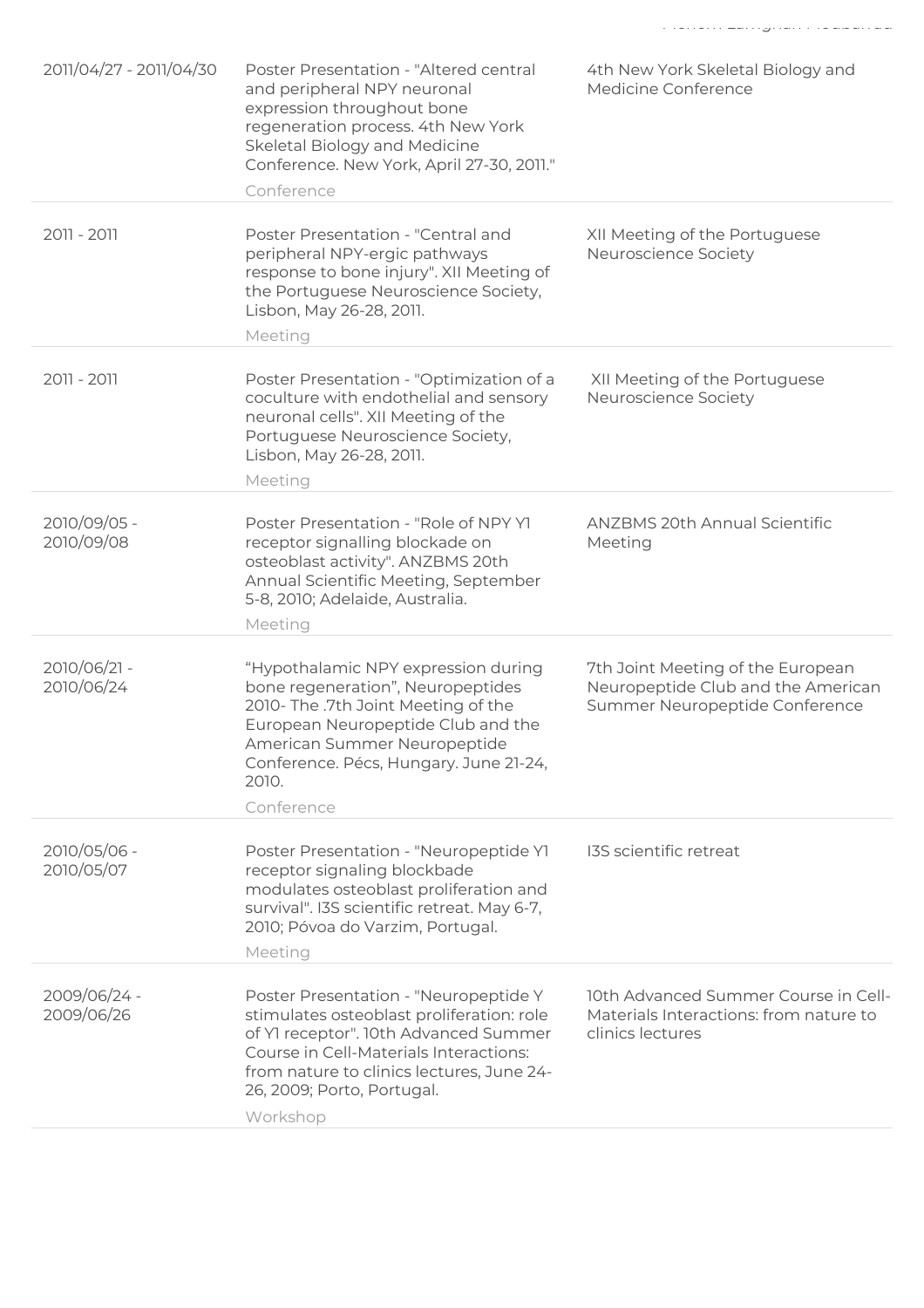| | | |
|---|---|---|
| 2011/04/27 - 2011/04/30 | Poster Presentation - "Altered central and peripheral NPY neuronal expression throughout bone regeneration process. 4th New York Skeletal Biology and Medicine Conference. New York, April 27-30, 2011."<br>Conference | 4th New York Skeletal Biology and Medicine Conference |
| 2011 - 2011 | Poster Presentation - "Central and peripheral NPY-ergic pathways response to bone injury". XII Meeting of the Portuguese Neuroscience Society, Lisbon, May 26-28, 2011.<br>Meeting | XII Meeting of the Portuguese Neuroscience Society |
| 2011 - 2011 | Poster Presentation - "Optimization of a coculture with endothelial and sensory neuronal cells". XII Meeting of the Portuguese Neuroscience Society, Lisbon, May 26-28, 2011.<br>Meeting | XII Meeting of the Portuguese Neuroscience Society |
| 2010/09/05 - 2010/09/08 | Poster Presentation - "Role of NPY Y1 receptor signalling blockade on osteoblast activity". ANZBMS 20th Annual Scientific Meeting, September 5-8, 2010; Adelaide, Australia.<br>Meeting | ANZBMS 20th Annual Scientific Meeting |
| 2010/06/21 - 2010/06/24 | "Hypothalamic NPY expression during bone regeneration", Neuropeptides 2010- The .7th Joint Meeting of the European Neuropeptide Club and the American Summer Neuropeptide Conference. Pécs, Hungary. June 21-24, 2010.<br>Conference | 7th Joint Meeting of the European Neuropeptide Club and the American Summer Neuropeptide Conference |
| 2010/05/06 - 2010/05/07 | Poster Presentation - "Neuropeptide Y1 receptor signaling blockbade modulates osteoblast proliferation and survival". I3S scientific retreat. May 6-7, 2010; Póvoa do Varzim, Portugal.<br>Meeting | I3S scientific retreat |
| 2009/06/24 - 2009/06/26 | Poster Presentation - "Neuropeptide Y stimulates osteoblast proliferation: role of Y1 receptor". 10th Advanced Summer Course in Cell-Materials Interactions: from nature to clinics lectures, June 24-26, 2009; Porto, Portugal.<br>Workshop | 10th Advanced Summer Course in Cell-Materials Interactions: from nature to clinics lectures |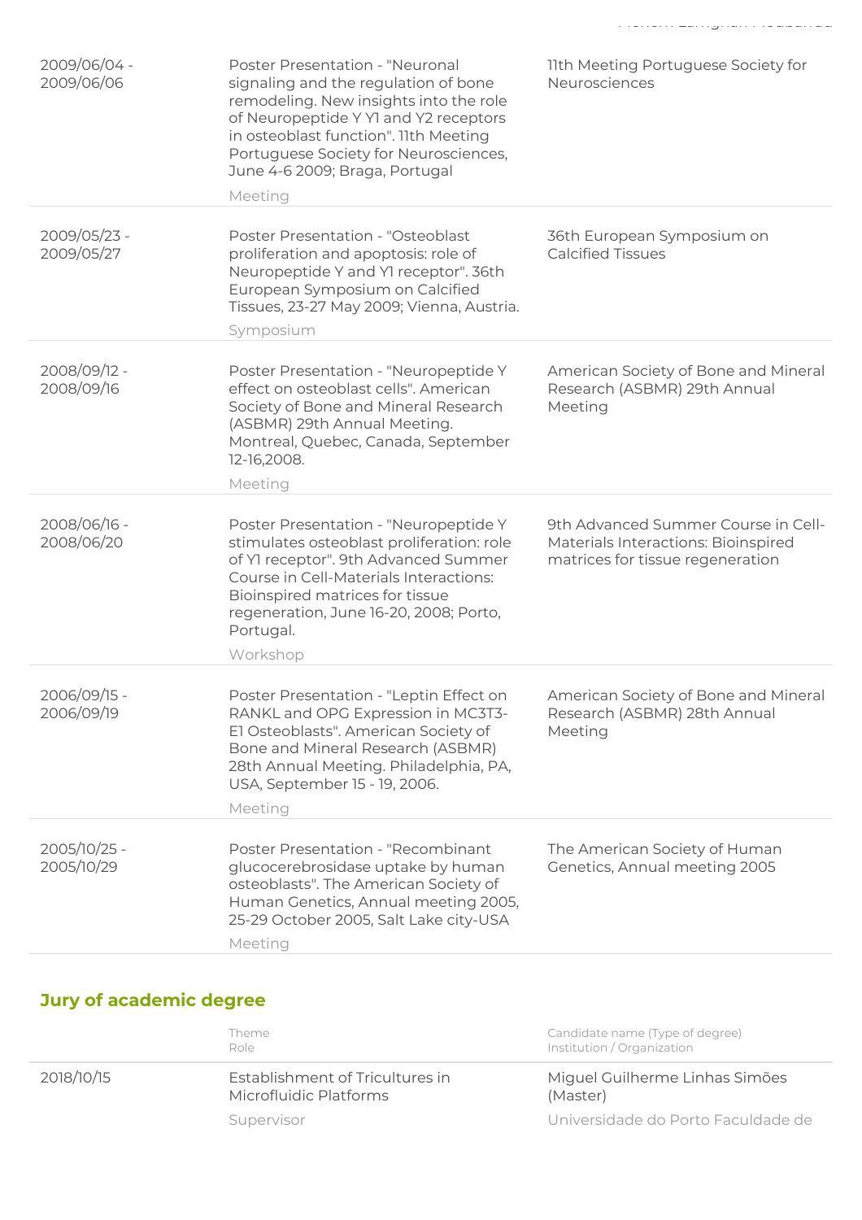| | | |
|---|---|---|
| 2009/06/04 - 2009/06/06 | Poster Presentation - "Neuronal signaling and the regulation of bone remodeling. New insights into the role of Neuropeptide Y Y1 and Y2 receptors in osteoblast function". 11th Meeting Portuguese Society for Neurosciences, June 4-6 2009; Braga, Portugal<br>Meeting | 11th Meeting Portuguese Society for Neurosciences |
| 2009/05/23 - 2009/05/27 | Poster Presentation - "Osteoblast proliferation and apoptosis: role of Neuropeptide Y and Y1 receptor". 36th European Symposium on Calcified Tissues, 23-27 May 2009; Vienna, Austria.<br>Symposium | 36th European Symposium on Calcified Tissues |
| 2008/09/12 - 2008/09/16 | Poster Presentation - "Neuropeptide Y effect on osteoblast cells". American Society of Bone and Mineral Research (ASBMR) 29th Annual Meeting. Montreal, Quebec, Canada, September 12-16,2008.<br>Meeting | American Society of Bone and Mineral Research (ASBMR) 29th Annual Meeting |
| 2008/06/16 - 2008/06/20 | Poster Presentation - "Neuropeptide Y stimulates osteoblast proliferation: role of Y1 receptor". 9th Advanced Summer Course in Cell-Materials Interactions: Bioinspired matrices for tissue regeneration, June 16-20, 2008; Porto, Portugal.<br>Workshop | 9th Advanced Summer Course in Cell-Materials Interactions: Bioinspired matrices for tissue regeneration |
| 2006/09/15 - 2006/09/19 | Poster Presentation - "Leptin Effect on RANKL and OPG Expression in MC3T3-E1 Osteoblasts". American Society of Bone and Mineral Research (ASBMR) 28th Annual Meeting. Philadelphia, PA, USA, September 15 - 19, 2006.<br>Meeting | American Society of Bone and Mineral Research (ASBMR) 28th Annual Meeting |
| 2005/10/25 - 2005/10/29 | Poster Presentation - "Recombinant glucocerebrosidase uptake by human osteoblasts". The American Society of Human Genetics, Annual meeting 2005, 25-29 October 2005, Salt Lake city-USA<br>Meeting | The American Society of Human Genetics, Annual meeting 2005 |

## Jury of academic degree

| | Theme<br>Role | Candidate name (Type of degree)<br>Institution / Organization |
|---|---|---|
| 2018/10/15 | Establishment of Tricultures in Microfluidic Platforms<br>Supervisor | Miguel Guilherme Linhas Simões (Master)<br>Universidade do Porto Faculdade de |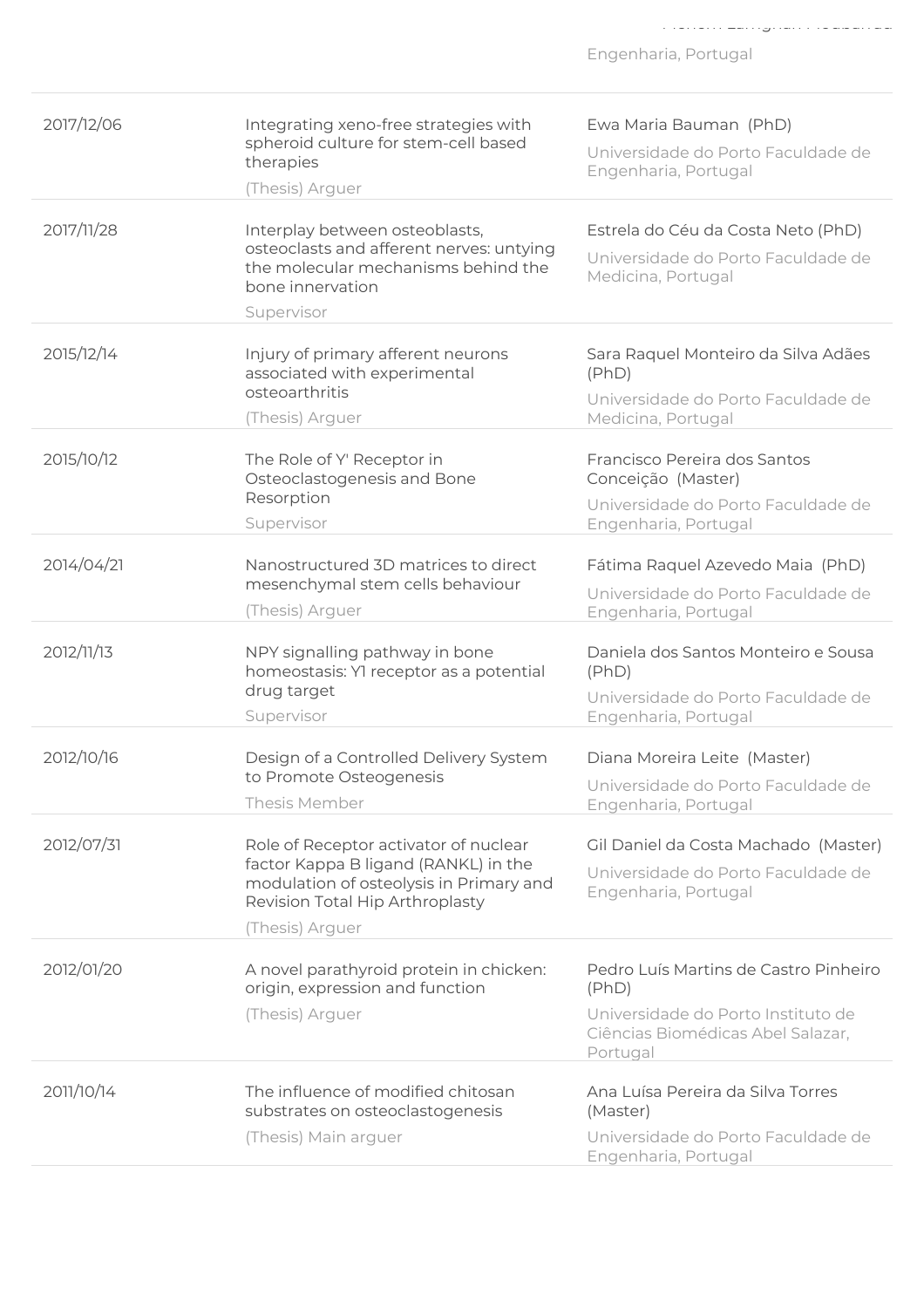Engenharia, Portugal

| | | |
|---|---|---|
| 2017/12/06 | Integrating xeno-free strategies with spheroid culture for stem-cell based therapies<br>(Thesis) Arguer | Ewa Maria Bauman (PhD)<br>Universidade do Porto Faculdade de Engenharia, Portugal |
| 2017/11/28 | Interplay between osteoblasts, osteoclasts and afferent nerves: untying the molecular mechanisms behind the bone innervation<br>Supervisor | Estrela do Céu da Costa Neto (PhD)<br>Universidade do Porto Faculdade de Medicina, Portugal |
| 2015/12/14 | Injury of primary afferent neurons associated with experimental osteoarthritis<br>(Thesis) Arguer | Sara Raquel Monteiro da Silva Adães (PhD)<br>Universidade do Porto Faculdade de Medicina, Portugal |
| 2015/10/12 | The Role of Y' Receptor in Osteoclastogenesis and Bone Resorption<br>Supervisor | Francisco Pereira dos Santos Conceição (Master)<br>Universidade do Porto Faculdade de Engenharia, Portugal |
| 2014/04/21 | Nanostructured 3D matrices to direct mesenchymal stem cells behaviour<br>(Thesis) Arguer | Fátima Raquel Azevedo Maia (PhD)<br>Universidade do Porto Faculdade de Engenharia, Portugal |
| 2012/11/13 | NPY signalling pathway in bone homeostasis: Y1 receptor as a potential drug target<br>Supervisor | Daniela dos Santos Monteiro e Sousa (PhD)<br>Universidade do Porto Faculdade de Engenharia, Portugal |
| 2012/10/16 | Design of a Controlled Delivery System to Promote Osteogenesis<br>Thesis Member | Diana Moreira Leite (Master)<br>Universidade do Porto Faculdade de Engenharia, Portugal |
| 2012/07/31 | Role of Receptor activator of nuclear factor Kappa B ligand (RANKL) in the modulation of osteolysis in Primary and Revision Total Hip Arthroplasty<br>(Thesis) Arguer | Gil Daniel da Costa Machado (Master)<br>Universidade do Porto Faculdade de Engenharia, Portugal |
| 2012/01/20 | A novel parathyroid protein in chicken: origin, expression and function<br>(Thesis) Arguer | Pedro Luís Martins de Castro Pinheiro (PhD)<br>Universidade do Porto Instituto de Ciências Biomédicas Abel Salazar, Portugal |
| 2011/10/14 | The influence of modified chitosan substrates on osteoclastogenesis<br>(Thesis) Main arguer | Ana Luísa Pereira da Silva Torres (Master)<br>Universidade do Porto Faculdade de Engenharia, Portugal |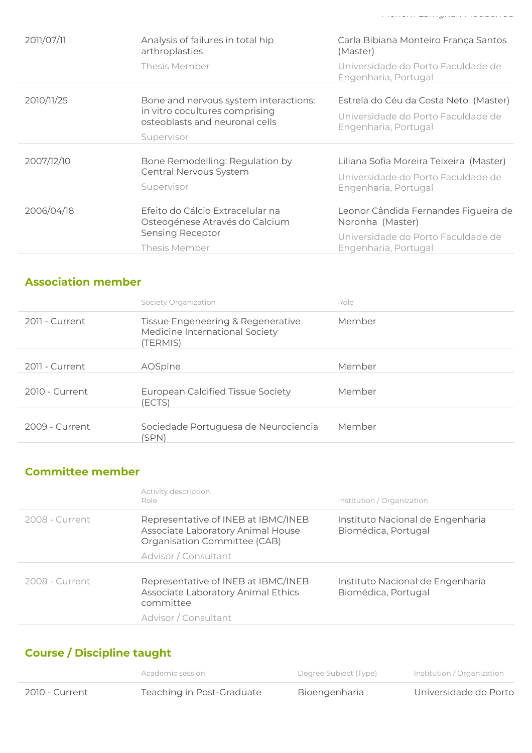| | | |
|---|---|---|
| 2011/07/11 | Analysis of failures in total hip arthroplasties<br>Thesis Member | Carla Bibiana Monteiro França Santos (Master)<br>Universidade do Porto Faculdade de Engenharia, Portugal |
| 2010/11/25 | Bone and nervous system interactions: in vitro cocultures comprising osteoblasts and neuronal cells<br>Supervisor | Estrela do Céu da Costa Neto (Master)<br>Universidade do Porto Faculdade de Engenharia, Portugal |
| 2007/12/10 | Bone Remodelling: Regulation by Central Nervous System<br>Supervisor | Liliana Sofia Moreira Teixeira (Master)<br>Universidade do Porto Faculdade de Engenharia, Portugal |
| 2006/04/18 | Efeito do Cálcio Extracelular na Osteogénese Através do Calcium Sensing Receptor<br>Thesis Member | Leonor Cândida Fernandes Figueira de Noronha (Master)<br>Universidade do Porto Faculdade de Engenharia, Portugal |

## Association member

| | Society Organization | Role |
|---|---|---|
| 2011 - Current | Tissue Engeneering & Regenerative Medicine International Society (TERMIS) | Member |
| 2011 - Current | AOSpine | Member |
| 2010 - Current | European Calcified Tissue Society (ECTS) | Member |
| 2009 - Current | Sociedade Portuguesa de Neurociencia (SPN) | Member |

## Committee member

| | Activity description<br>Role | Institution / Organization |
|---|---|---|
| 2008 - Current | Representative of INEB at IBMC/INEB Associate Laboratory Animal House Organisation Committee (CAB)<br>Advisor / Consultant | Instituto Nacional de Engenharia Biomédica, Portugal |
| 2008 - Current | Representative of INEB at IBMC/INEB Associate Laboratory Animal Ethics committee<br>Advisor / Consultant | Instituto Nacional de Engenharia Biomédica, Portugal |

## Course / Discipline taught

| | Academic session | Degree Subject (Type) | Institution / Organization |
|---|---|---|---|
| 2010 - Current | Teaching in Post-Graduate | Bioengenharia | Universidade do Porto |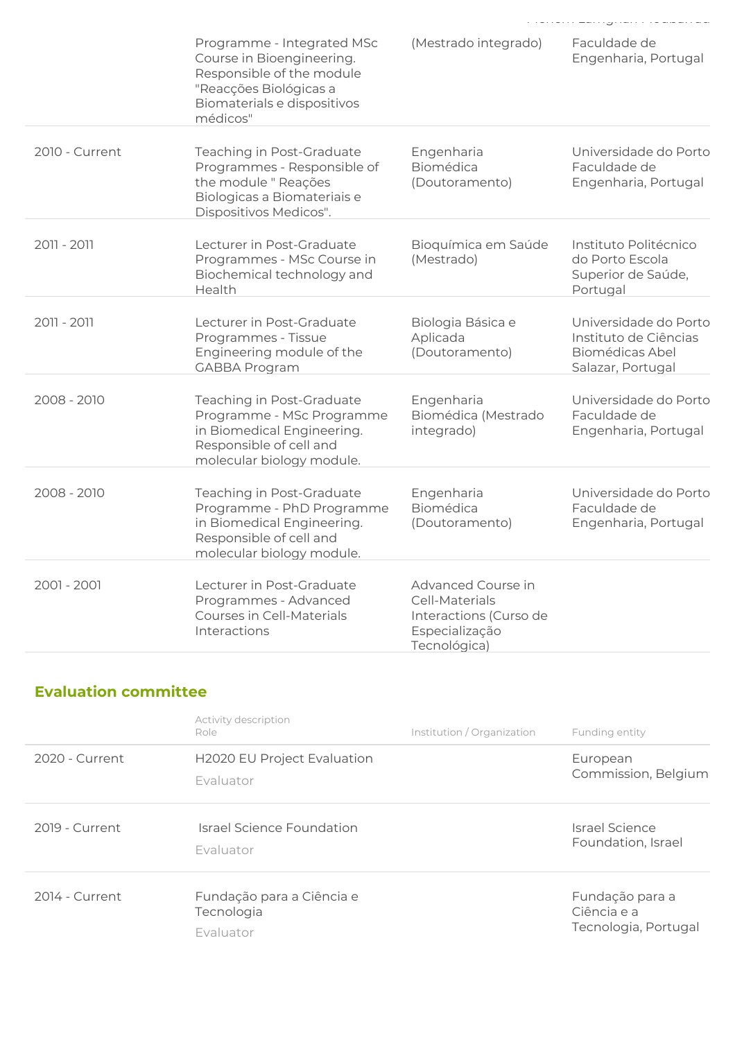| | | | |
|---|---|---|---|
| | Programme - Integrated MSc Course in Bioengineering. Responsible of the module "Reacções Biológicas a Biomaterials e dispositivos médicos" | (Mestrado integrado) | Faculdade de Engenharia, Portugal |
| 2010 - Current | Teaching in Post-Graduate Programmes - Responsible of the module " Reações Biologicas a Biomateriais e Dispositivos Medicos". | Engenharia Biomédica (Doutoramento) | Universidade do Porto Faculdade de Engenharia, Portugal |
| 2011 - 2011 | Lecturer in Post-Graduate Programmes - MSc Course in Biochemical technology and Health | Bioquímica em Saúde (Mestrado) | Instituto Politécnico do Porto Escola Superior de Saúde, Portugal |
| 2011 - 2011 | Lecturer in Post-Graduate Programmes - Tissue Engineering module of the GABBA Program | Biologia Básica e Aplicada (Doutoramento) | Universidade do Porto Instituto de Ciências Biomédicas Abel Salazar, Portugal |
| 2008 - 2010 | Teaching in Post-Graduate Programme - MSc Programme in Biomedical Engineering. Responsible of cell and molecular biology module. | Engenharia Biomédica (Mestrado integrado) | Universidade do Porto Faculdade de Engenharia, Portugal |
| 2008 - 2010 | Teaching in Post-Graduate Programme - PhD Programme in Biomedical Engineering. Responsible of cell and molecular biology module. | Engenharia Biomédica (Doutoramento) | Universidade do Porto Faculdade de Engenharia, Portugal |
| 2001 - 2001 | Lecturer in Post-Graduate Programmes - Advanced Courses in Cell-Materials Interactions | Advanced Course in Cell-Materials Interactions (Curso de Especialização Tecnológica) | |

## Evaluation committee

| | Activity description<br>Role | Institution / Organization | Funding entity |
|---|---|---|---|
| 2020 - Current | H2020 EU Project Evaluation<br>Evaluator | | European Commission, Belgium |
| 2019 - Current | Israel Science Foundation<br>Evaluator | | Israel Science Foundation, Israel |
| 2014 - Current | Fundação para a Ciência e Tecnologia<br>Evaluator | | Fundação para a Ciência e a Tecnologia, Portugal |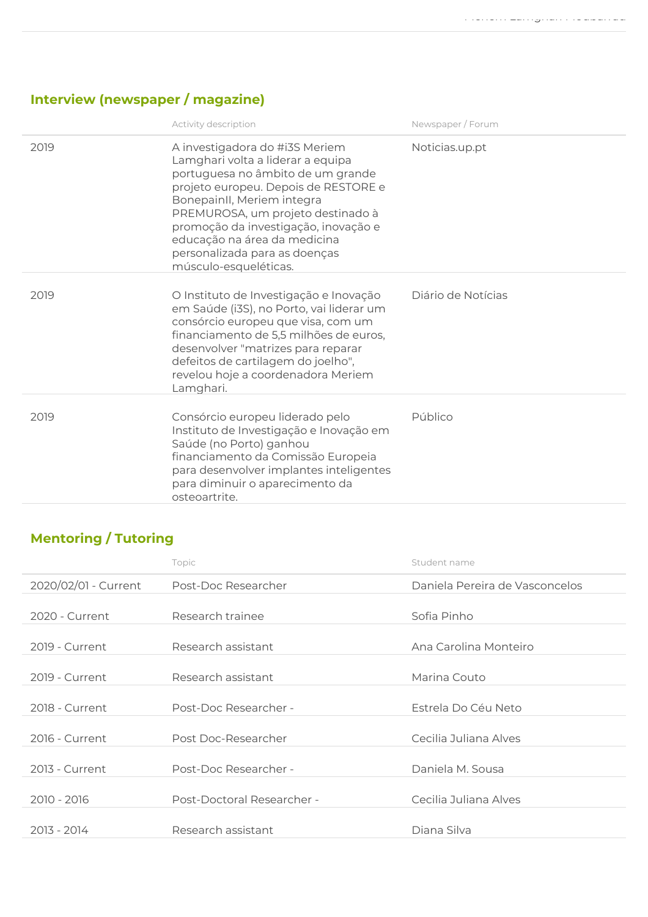## Interview (newspaper / magazine)

| | Activity description | Newspaper / Forum |
|---|---|---|
| 2019 | A investigadora do #i3S Meriem Lamghari volta a liderar a equipa portuguesa no âmbito de um grande projeto europeu. Depois de RESTORE e BonepainII, Meriem integra PREMUROSA, um projeto destinado à promoção da investigação, inovação e educação na área da medicina personalizada para as doenças músculo-esqueléticas. | Noticias.up.pt |
| 2019 | O Instituto de Investigação e Inovação em Saúde (i3S), no Porto, vai liderar um consórcio europeu que visa, com um financiamento de 5,5 milhões de euros, desenvolver "matrizes para reparar defeitos de cartilagem do joelho", revelou hoje a coordenadora Meriem Lamghari. | Diário de Notícias |
| 2019 | Consórcio europeu liderado pelo Instituto de Investigação e Inovação em Saúde (no Porto) ganhou financiamento da Comissão Europeia para desenvolver implantes inteligentes para diminuir o aparecimento da osteoartrite. | Público |

## Mentoring / Tutoring

| | Topic | Student name |
|---|---|---|
| 2020/02/01 - Current | Post-Doc Researcher | Daniela Pereira de Vasconcelos |
| 2020 - Current | Research trainee | Sofia Pinho |
| 2019 - Current | Research assistant | Ana Carolina Monteiro |
| 2019 - Current | Research assistant | Marina Couto |
| 2018 - Current | Post-Doc Researcher - | Estrela Do Céu Neto |
| 2016 - Current | Post Doc-Researcher | Cecilia Juliana Alves |
| 2013 - Current | Post-Doc Researcher - | Daniela M. Sousa |
| 2010 - 2016 | Post-Doctoral Researcher - | Cecilia Juliana Alves |
| 2013 - 2014 | Research assistant | Diana Silva |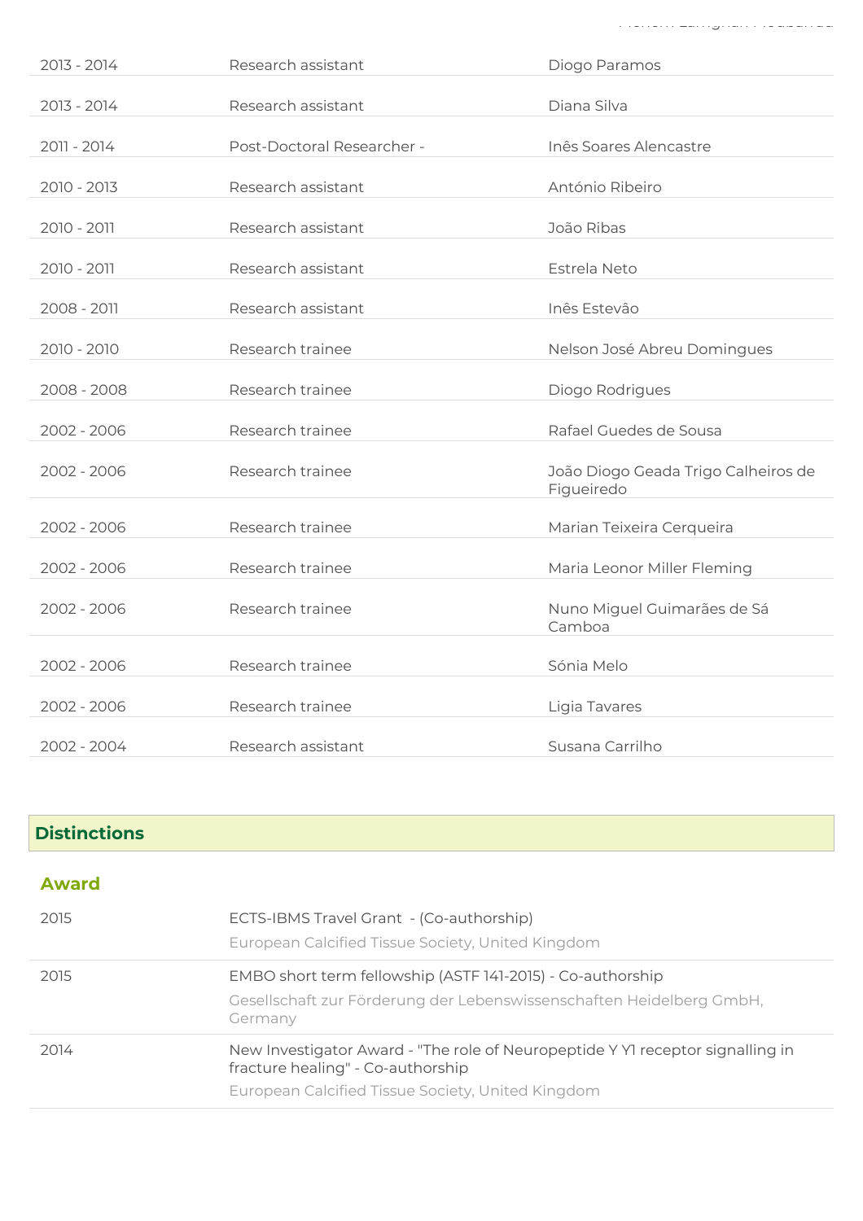| | | |
|---|---|---|
| 2013 - 2014 | Research assistant | Diogo Paramos |
| 2013 - 2014 | Research assistant | Diana Silva |
| 2011 - 2014 | Post-Doctoral Researcher - | Inês Soares Alencastre |
| 2010 - 2013 | Research assistant | António Ribeiro |
| 2010 - 2011 | Research assistant | João Ribas |
| 2010 - 2011 | Research assistant | Estrela Neto |
| 2008 - 2011 | Research assistant | Inês Estevão |
| 2010 - 2010 | Research trainee | Nelson José Abreu Domingues |
| 2008 - 2008 | Research trainee | Diogo Rodrigues |
| 2002 - 2006 | Research trainee | Rafael Guedes de Sousa |
| 2002 - 2006 | Research trainee | João Diogo Geada Trigo Calheiros de Figueiredo |
| 2002 - 2006 | Research trainee | Marian Teixeira Cerqueira |
| 2002 - 2006 | Research trainee | Maria Leonor Miller Fleming |
| 2002 - 2006 | Research trainee | Nuno Miguel Guimarães de Sá Camboa |
| 2002 - 2006 | Research trainee | Sónia Melo |
| 2002 - 2006 | Research trainee | Ligia Tavares |
| 2002 - 2004 | Research assistant | Susana Carrilho |

## Distinctions

### Award

| | |
|---|---|
| 2015 | ECTS-IBMS Travel Grant - (Co-authorship)<br>European Calcified Tissue Society, United Kingdom |
| 2015 | EMBO short term fellowship (ASTF 141-2015) - Co-authorship<br>Gesellschaft zur Förderung der Lebenswissenschaften Heidelberg GmbH, Germany |
| 2014 | New Investigator Award - "The role of Neuropeptide Y Y1 receptor signalling in fracture healing" - Co-authorship<br>European Calcified Tissue Society, United Kingdom |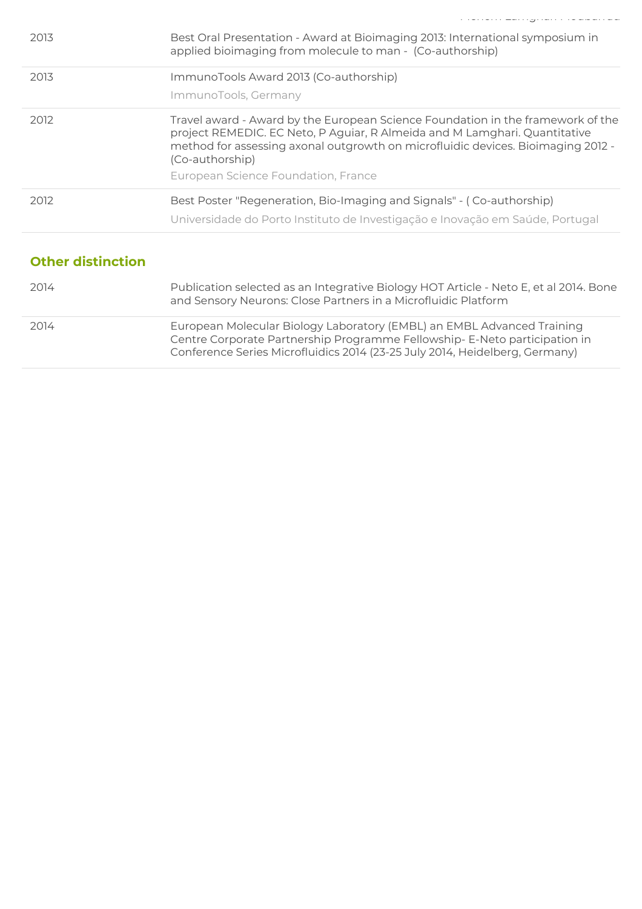| | |
|---|---|
| 2013 | Best Oral Presentation - Award at Bioimaging 2013: International symposium in applied bioimaging from molecule to man - (Co-authorship) |
| 2013 | ImmunoTools Award 2013 (Co-authorship)<br>ImmunoTools, Germany |
| 2012 | Travel award - Award by the European Science Foundation in the framework of the project REMEDIC. EC Neto, P Aguiar, R Almeida and M Lamghari. Quantitative method for assessing axonal outgrowth on microfluidic devices. Bioimaging 2012 - (Co-authorship)<br>European Science Foundation, France |
| 2012 | Best Poster "Regeneration, Bio-Imaging and Signals" - ( Co-authorship)<br>Universidade do Porto Instituto de Investigação e Inovação em Saúde, Portugal |

## Other distinction

| | |
|---|---|
| 2014 | Publication selected as an Integrative Biology HOT Article - Neto E, et al 2014. Bone and Sensory Neurons: Close Partners in a Microfluidic Platform |
| 2014 | European Molecular Biology Laboratory (EMBL) an EMBL Advanced Training Centre Corporate Partnership Programme Fellowship- E-Neto participation in Conference Series Microfluidics 2014 (23-25 July 2014, Heidelberg, Germany) |